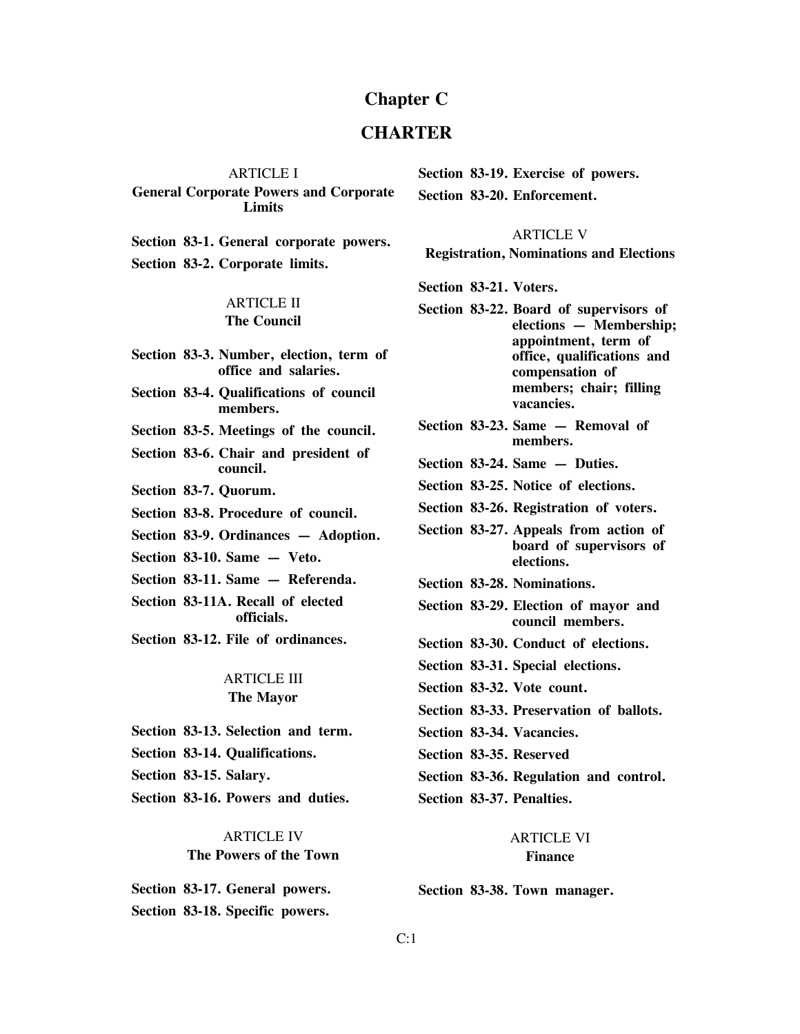# Chapter C

# CHARTER

## ARTICLE I
### General Corporate Powers and Corporate Limits

**Section 83-1. General corporate powers.**

**Section 83-2. Corporate limits.**

## ARTICLE II
### The Council

**Section 83-3. Number, election, term of office and salaries.**

**Section 83-4. Qualifications of council members.**

**Section 83-5. Meetings of the council.**

**Section 83-6. Chair and president of council.**

**Section 83-7. Quorum.**

**Section 83-8. Procedure of council.**

**Section 83-9. Ordinances — Adoption.**

**Section 83-10. Same — Veto.**

**Section 83-11. Same — Referenda.**

**Section 83-11A. Recall of elected officials.**

**Section 83-12. File of ordinances.**

## ARTICLE III
### The Mayor

**Section 83-13. Selection and term.**

**Section 83-14. Qualifications.**

**Section 83-15. Salary.**

**Section 83-16. Powers and duties.**

## ARTICLE IV
### The Powers of the Town

**Section 83-17. General powers.**

**Section 83-18. Specific powers.**

**Section 83-19. Exercise of powers.**

**Section 83-20. Enforcement.**

## ARTICLE V
### Registration, Nominations and Elections

**Section 83-21. Voters.**

**Section 83-22. Board of supervisors of elections — Membership; appointment, term of office, qualifications and compensation of members; chair; filling vacancies.**

**Section 83-23. Same — Removal of members.**

**Section 83-24. Same — Duties.**

**Section 83-25. Notice of elections.**

**Section 83-26. Registration of voters.**

**Section 83-27. Appeals from action of board of supervisors of elections.**

**Section 83-28. Nominations.**

**Section 83-29. Election of mayor and council members.**

**Section 83-30. Conduct of elections.**

**Section 83-31. Special elections.**

**Section 83-32. Vote count.**

**Section 83-33. Preservation of ballots.**

**Section 83-34. Vacancies.**

**Section 83-35. Reserved**

**Section 83-36. Regulation and control.**

**Section 83-37. Penalties.**

## ARTICLE VI
### Finance

**Section 83-38. Town manager.**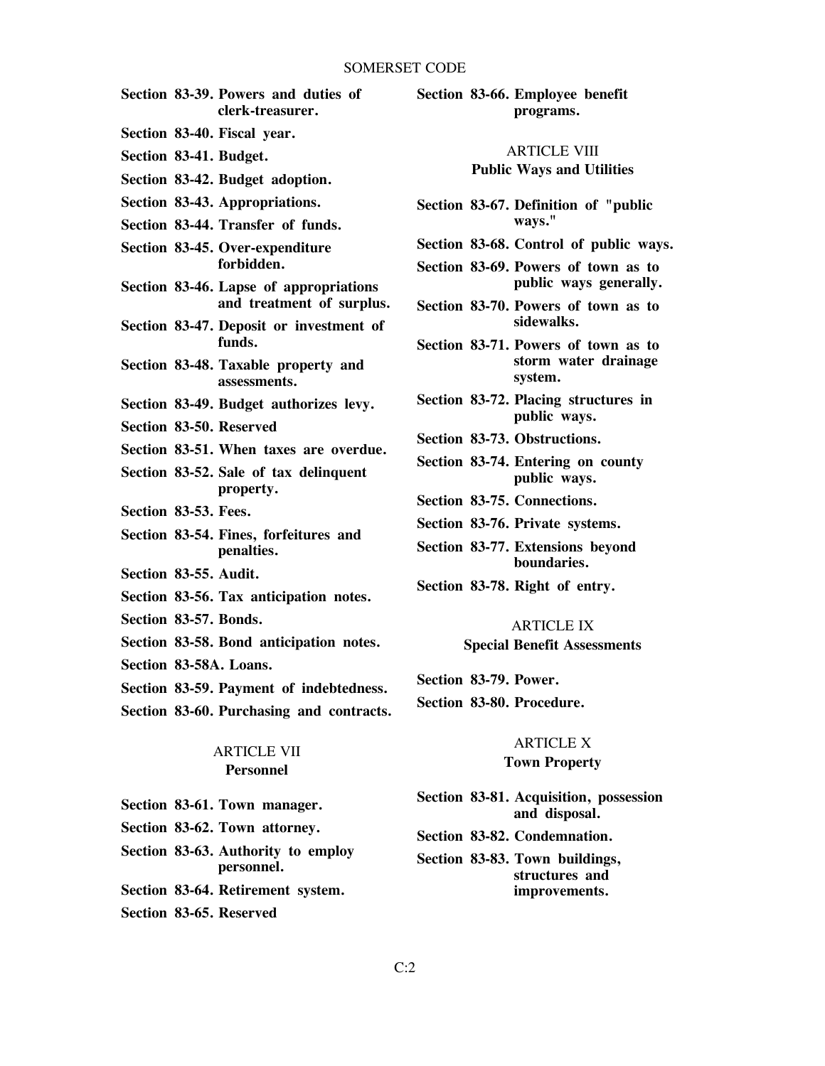**Section 83-39. Powers and duties of clerk-treasurer.**

**Section 83-40. Fiscal year.**

**Section 83-41. Budget.**

**Section 83-42. Budget adoption.**

**Section 83-43. Appropriations.**

**Section 83-44. Transfer of funds.**

**Section 83-45. Over-expenditure forbidden.**

**Section 83-46. Lapse of appropriations and treatment of surplus.**

**Section 83-47. Deposit or investment of funds.**

**Section 83-48. Taxable property and assessments.**

**Section 83-49. Budget authorizes levy.**

**Section 83-50. Reserved**

**Section 83-51. When taxes are overdue.**

**Section 83-52. Sale of tax delinquent property.**

**Section 83-53. Fees.**

**Section 83-54. Fines, forfeitures and penalties.**

**Section 83-55. Audit.**

**Section 83-56. Tax anticipation notes.**

**Section 83-57. Bonds.**

**Section 83-58. Bond anticipation notes.**

**Section 83-58A. Loans.**

**Section 83-59. Payment of indebtedness.**

**Section 83-60. Purchasing and contracts.**

## ARTICLE VII
### Personnel

**Section 83-61. Town manager.**

**Section 83-62. Town attorney.**

**Section 83-63. Authority to employ personnel.**

**Section 83-64. Retirement system.**

**Section 83-65. Reserved**

**Section 83-66. Employee benefit programs.**

## ARTICLE VIII
### Public Ways and Utilities

**Section 83-67. Definition of "public ways."**

**Section 83-68. Control of public ways.**

**Section 83-69. Powers of town as to public ways generally.**

**Section 83-70. Powers of town as to sidewalks.**

**Section 83-71. Powers of town as to storm water drainage system.**

**Section 83-72. Placing structures in public ways.**

**Section 83-73. Obstructions.**

**Section 83-74. Entering on county public ways.**

**Section 83-75. Connections.**

**Section 83-76. Private systems.**

**Section 83-77. Extensions beyond boundaries.**

**Section 83-78. Right of entry.**

## ARTICLE IX
### Special Benefit Assessments

**Section 83-79. Power.**

**Section 83-80. Procedure.**

## ARTICLE X
### Town Property

**Section 83-81. Acquisition, possession and disposal.**

**Section 83-82. Condemnation.**

**Section 83-83. Town buildings, structures and improvements.**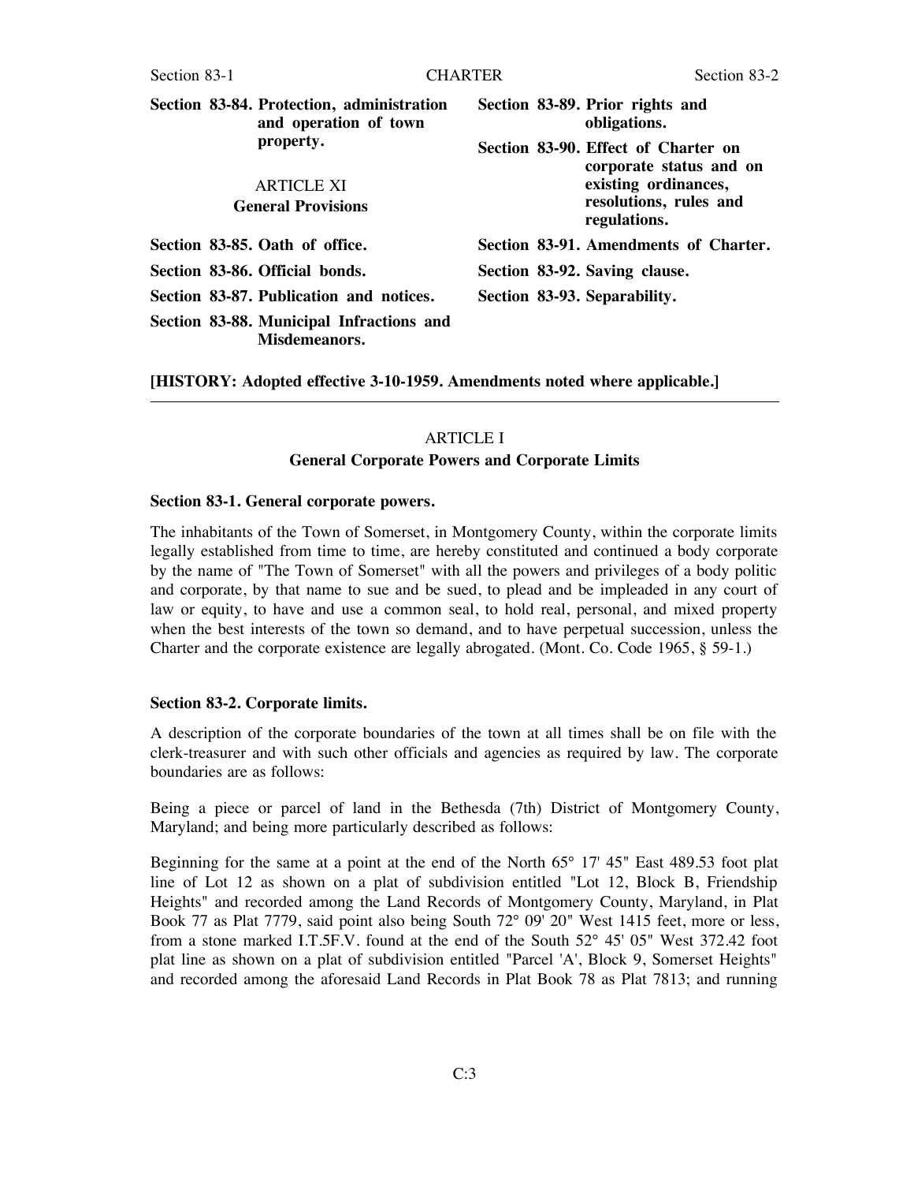**Section 83-84. Protection, administration and operation of town property.**

ARTICLE XI
**General Provisions**

**Section 83-85. Oath of office.**

**Section 83-86. Official bonds.**

**Section 83-87. Publication and notices.**

**Section 83-88. Municipal Infractions and Misdemeanors.**

**Section 83-89. Prior rights and obligations.**

**Section 83-90. Effect of Charter on corporate status and on existing ordinances, resolutions, rules and regulations.**

**Section 83-91. Amendments of Charter.**

**Section 83-92. Saving clause.**

**Section 83-93. Separability.**

**[HISTORY: Adopted effective 3-10-1959. Amendments noted where applicable.]**

---

## ARTICLE I
## General Corporate Powers and Corporate Limits

### Section 83-1. General corporate powers.

The inhabitants of the Town of Somerset, in Montgomery County, within the corporate limits legally established from time to time, are hereby constituted and continued a body corporate by the name of "The Town of Somerset" with all the powers and privileges of a body politic and corporate, by that name to sue and be sued, to plead and be impleaded in any court of law or equity, to have and use a common seal, to hold real, personal, and mixed property when the best interests of the town so demand, and to have perpetual succession, unless the Charter and the corporate existence are legally abrogated. (Mont. Co. Code 1965, § 59-1.)

### Section 83-2. Corporate limits.

A description of the corporate boundaries of the town at all times shall be on file with the clerk-treasurer and with such other officials and agencies as required by law. The corporate boundaries are as follows:

Being a piece or parcel of land in the Bethesda (7th) District of Montgomery County, Maryland; and being more particularly described as follows:

Beginning for the same at a point at the end of the North 65° 17' 45" East 489.53 foot plat line of Lot 12 as shown on a plat of subdivision entitled "Lot 12, Block B, Friendship Heights" and recorded among the Land Records of Montgomery County, Maryland, in Plat Book 77 as Plat 7779, said point also being South 72° 09' 20" West 1415 feet, more or less, from a stone marked I.T.5F.V. found at the end of the South 52° 45' 05" West 372.42 foot plat line as shown on a plat of subdivision entitled "Parcel 'A', Block 9, Somerset Heights" and recorded among the aforesaid Land Records in Plat Book 78 as Plat 7813; and running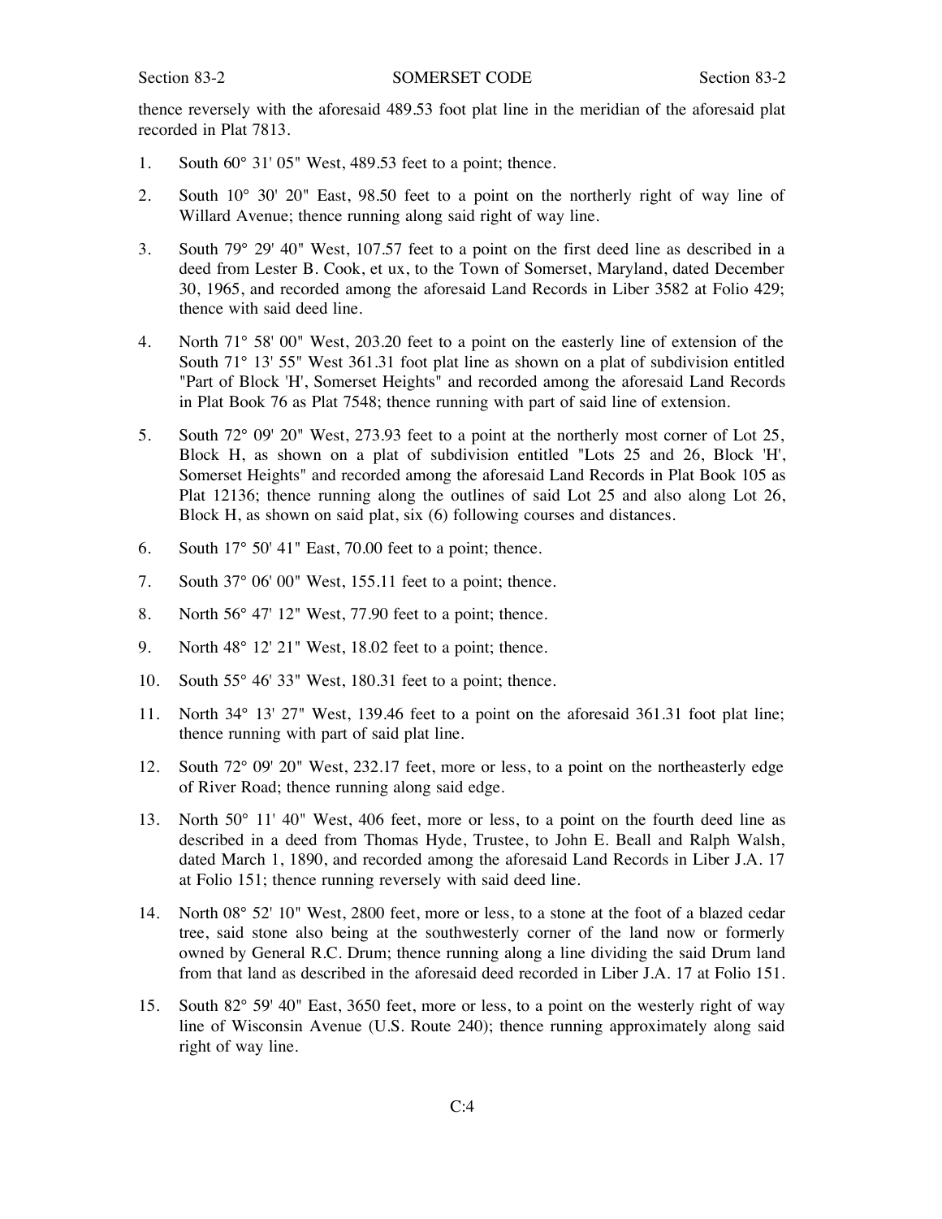thence reversely with the aforesaid 489.53 foot plat line in the meridian of the aforesaid plat recorded in Plat 7813.

1. South 60° 31' 05" West, 489.53 feet to a point; thence.

2. South 10° 30' 20" East, 98.50 feet to a point on the northerly right of way line of Willard Avenue; thence running along said right of way line.

3. South 79° 29' 40" West, 107.57 feet to a point on the first deed line as described in a deed from Lester B. Cook, et ux, to the Town of Somerset, Maryland, dated December 30, 1965, and recorded among the aforesaid Land Records in Liber 3582 at Folio 429; thence with said deed line.

4. North 71° 58' 00" West, 203.20 feet to a point on the easterly line of extension of the South 71° 13' 55" West 361.31 foot plat line as shown on a plat of subdivision entitled "Part of Block 'H', Somerset Heights" and recorded among the aforesaid Land Records in Plat Book 76 as Plat 7548; thence running with part of said line of extension.

5. South 72° 09' 20" West, 273.93 feet to a point at the northerly most corner of Lot 25, Block H, as shown on a plat of subdivision entitled "Lots 25 and 26, Block 'H', Somerset Heights" and recorded among the aforesaid Land Records in Plat Book 105 as Plat 12136; thence running along the outlines of said Lot 25 and also along Lot 26, Block H, as shown on said plat, six (6) following courses and distances.

6. South 17° 50' 41" East, 70.00 feet to a point; thence.

7. South 37° 06' 00" West, 155.11 feet to a point; thence.

8. North 56° 47' 12" West, 77.90 feet to a point; thence.

9. North 48° 12' 21" West, 18.02 feet to a point; thence.

10. South 55° 46' 33" West, 180.31 feet to a point; thence.

11. North 34° 13' 27" West, 139.46 feet to a point on the aforesaid 361.31 foot plat line; thence running with part of said plat line.

12. South 72° 09' 20" West, 232.17 feet, more or less, to a point on the northeasterly edge of River Road; thence running along said edge.

13. North 50° 11' 40" West, 406 feet, more or less, to a point on the fourth deed line as described in a deed from Thomas Hyde, Trustee, to John E. Beall and Ralph Walsh, dated March 1, 1890, and recorded among the aforesaid Land Records in Liber J.A. 17 at Folio 151; thence running reversely with said deed line.

14. North 08° 52' 10" West, 2800 feet, more or less, to a stone at the foot of a blazed cedar tree, said stone also being at the southwesterly corner of the land now or formerly owned by General R.C. Drum; thence running along a line dividing the said Drum land from that land as described in the aforesaid deed recorded in Liber J.A. 17 at Folio 151.

15. South 82° 59' 40" East, 3650 feet, more or less, to a point on the westerly right of way line of Wisconsin Avenue (U.S. Route 240); thence running approximately along said right of way line.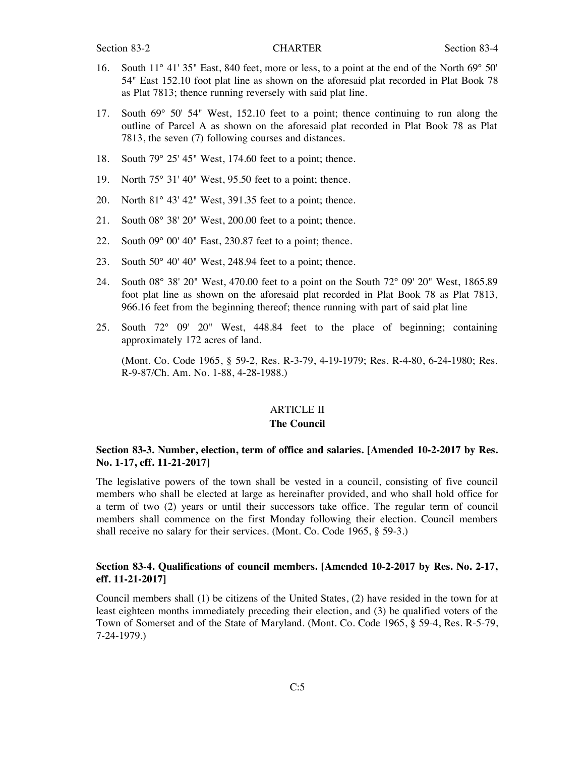16. South 11° 41' 35" East, 840 feet, more or less, to a point at the end of the North 69° 50' 54" East 152.10 foot plat line as shown on the aforesaid plat recorded in Plat Book 78 as Plat 7813; thence running reversely with said plat line.

17. South 69° 50' 54" West, 152.10 feet to a point; thence continuing to run along the outline of Parcel A as shown on the aforesaid plat recorded in Plat Book 78 as Plat 7813, the seven (7) following courses and distances.

18. South 79° 25' 45" West, 174.60 feet to a point; thence.

19. North 75° 31' 40" West, 95.50 feet to a point; thence.

20. North 81° 43' 42" West, 391.35 feet to a point; thence.

21. South 08° 38' 20" West, 200.00 feet to a point; thence.

22. South 09° 00' 40" East, 230.87 feet to a point; thence.

23. South 50° 40' 40" West, 248.94 feet to a point; thence.

24. South 08° 38' 20" West, 470.00 feet to a point on the South 72° 09' 20" West, 1865.89 foot plat line as shown on the aforesaid plat recorded in Plat Book 78 as Plat 7813, 966.16 feet from the beginning thereof; thence running with part of said plat line

25. South 72° 09' 20" West, 448.84 feet to the place of beginning; containing approximately 172 acres of land.

(Mont. Co. Code 1965, § 59-2, Res. R-3-79, 4-19-1979; Res. R-4-80, 6-24-1980; Res. R-9-87/Ch. Am. No. 1-88, 4-28-1988.)

## ARTICLE II

## The Council

### Section 83-3. Number, election, term of office and salaries. [Amended 10-2-2017 by Res. No. 1-17, eff. 11-21-2017]

The legislative powers of the town shall be vested in a council, consisting of five council members who shall be elected at large as hereinafter provided, and who shall hold office for a term of two (2) years or until their successors take office. The regular term of council members shall commence on the first Monday following their election. Council members shall receive no salary for their services. (Mont. Co. Code 1965, § 59-3.)

### Section 83-4. Qualifications of council members. [Amended 10-2-2017 by Res. No. 2-17, eff. 11-21-2017]

Council members shall (1) be citizens of the United States, (2) have resided in the town for at least eighteen months immediately preceding their election, and (3) be qualified voters of the Town of Somerset and of the State of Maryland. (Mont. Co. Code 1965, § 59-4, Res. R-5-79, 7-24-1979.)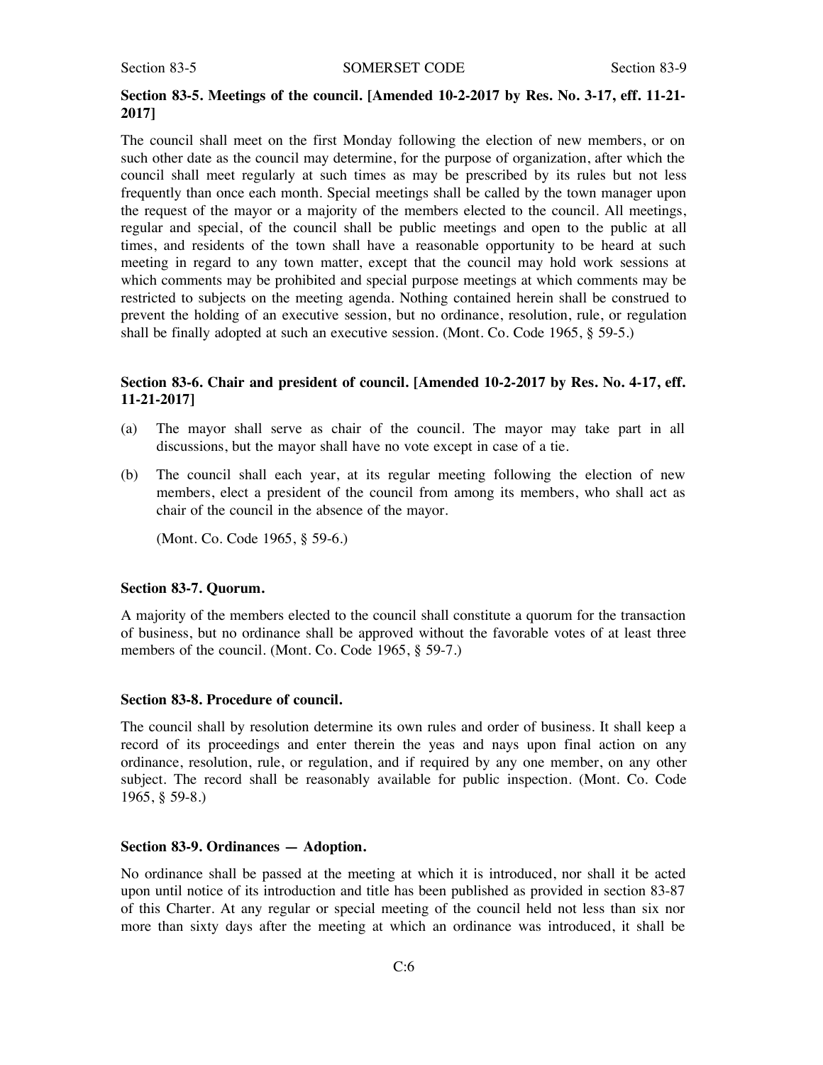### Section 83-5. Meetings of the council. [Amended 10-2-2017 by Res. No. 3-17, eff. 11-21-2017]

The council shall meet on the first Monday following the election of new members, or on such other date as the council may determine, for the purpose of organization, after which the council shall meet regularly at such times as may be prescribed by its rules but not less frequently than once each month. Special meetings shall be called by the town manager upon the request of the mayor or a majority of the members elected to the council. All meetings, regular and special, of the council shall be public meetings and open to the public at all times, and residents of the town shall have a reasonable opportunity to be heard at such meeting in regard to any town matter, except that the council may hold work sessions at which comments may be prohibited and special purpose meetings at which comments may be restricted to subjects on the meeting agenda. Nothing contained herein shall be construed to prevent the holding of an executive session, but no ordinance, resolution, rule, or regulation shall be finally adopted at such an executive session. (Mont. Co. Code 1965, § 59-5.)

### Section 83-6. Chair and president of council. [Amended 10-2-2017 by Res. No. 4-17, eff. 11-21-2017]

(a) The mayor shall serve as chair of the council. The mayor may take part in all discussions, but the mayor shall have no vote except in case of a tie.

(b) The council shall each year, at its regular meeting following the election of new members, elect a president of the council from among its members, who shall act as chair of the council in the absence of the mayor.

(Mont. Co. Code 1965, § 59-6.)

### Section 83-7. Quorum.

A majority of the members elected to the council shall constitute a quorum for the transaction of business, but no ordinance shall be approved without the favorable votes of at least three members of the council. (Mont. Co. Code 1965, § 59-7.)

### Section 83-8. Procedure of council.

The council shall by resolution determine its own rules and order of business. It shall keep a record of its proceedings and enter therein the yeas and nays upon final action on any ordinance, resolution, rule, or regulation, and if required by any one member, on any other subject. The record shall be reasonably available for public inspection. (Mont. Co. Code 1965, § 59-8.)

### Section 83-9. Ordinances — Adoption.

No ordinance shall be passed at the meeting at which it is introduced, nor shall it be acted upon until notice of its introduction and title has been published as provided in section 83-87 of this Charter. At any regular or special meeting of the council held not less than six nor more than sixty days after the meeting at which an ordinance was introduced, it shall be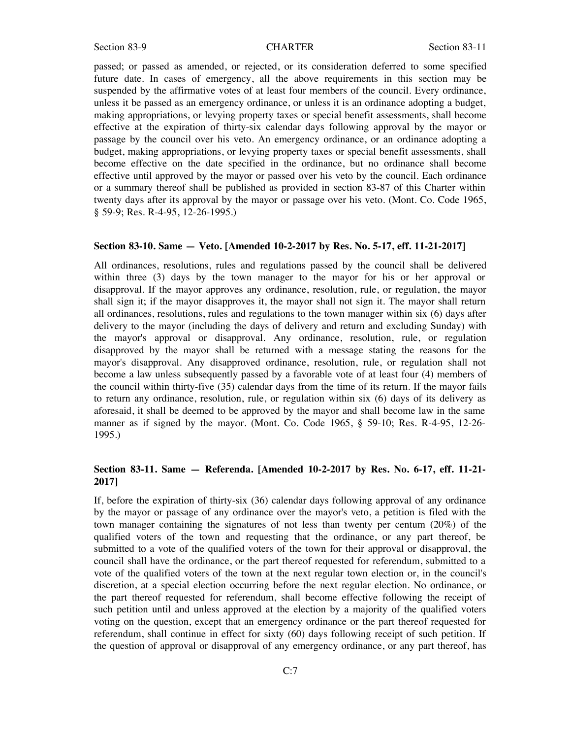passed; or passed as amended, or rejected, or its consideration deferred to some specified future date. In cases of emergency, all the above requirements in this section may be suspended by the affirmative votes of at least four members of the council. Every ordinance, unless it be passed as an emergency ordinance, or unless it is an ordinance adopting a budget, making appropriations, or levying property taxes or special benefit assessments, shall become effective at the expiration of thirty-six calendar days following approval by the mayor or passage by the council over his veto. An emergency ordinance, or an ordinance adopting a budget, making appropriations, or levying property taxes or special benefit assessments, shall become effective on the date specified in the ordinance, but no ordinance shall become effective until approved by the mayor or passed over his veto by the council. Each ordinance or a summary thereof shall be published as provided in section 83-87 of this Charter within twenty days after its approval by the mayor or passage over his veto. (Mont. Co. Code 1965, § 59-9; Res. R-4-95, 12-26-1995.)

### Section 83-10. Same — Veto. [Amended 10-2-2017 by Res. No. 5-17, eff. 11-21-2017]

All ordinances, resolutions, rules and regulations passed by the council shall be delivered within three (3) days by the town manager to the mayor for his or her approval or disapproval. If the mayor approves any ordinance, resolution, rule, or regulation, the mayor shall sign it; if the mayor disapproves it, the mayor shall not sign it. The mayor shall return all ordinances, resolutions, rules and regulations to the town manager within six (6) days after delivery to the mayor (including the days of delivery and return and excluding Sunday) with the mayor's approval or disapproval. Any ordinance, resolution, rule, or regulation disapproved by the mayor shall be returned with a message stating the reasons for the mayor's disapproval. Any disapproved ordinance, resolution, rule, or regulation shall not become a law unless subsequently passed by a favorable vote of at least four (4) members of the council within thirty-five (35) calendar days from the time of its return. If the mayor fails to return any ordinance, resolution, rule, or regulation within six (6) days of its delivery as aforesaid, it shall be deemed to be approved by the mayor and shall become law in the same manner as if signed by the mayor. (Mont. Co. Code 1965, § 59-10; Res. R-4-95, 12-26-1995.)

### Section 83-11. Same — Referenda. [Amended 10-2-2017 by Res. No. 6-17, eff. 11-21-2017]

If, before the expiration of thirty-six (36) calendar days following approval of any ordinance by the mayor or passage of any ordinance over the mayor's veto, a petition is filed with the town manager containing the signatures of not less than twenty per centum (20%) of the qualified voters of the town and requesting that the ordinance, or any part thereof, be submitted to a vote of the qualified voters of the town for their approval or disapproval, the council shall have the ordinance, or the part thereof requested for referendum, submitted to a vote of the qualified voters of the town at the next regular town election or, in the council's discretion, at a special election occurring before the next regular election. No ordinance, or the part thereof requested for referendum, shall become effective following the receipt of such petition until and unless approved at the election by a majority of the qualified voters voting on the question, except that an emergency ordinance or the part thereof requested for referendum, shall continue in effect for sixty (60) days following receipt of such petition. If the question of approval or disapproval of any emergency ordinance, or any part thereof, has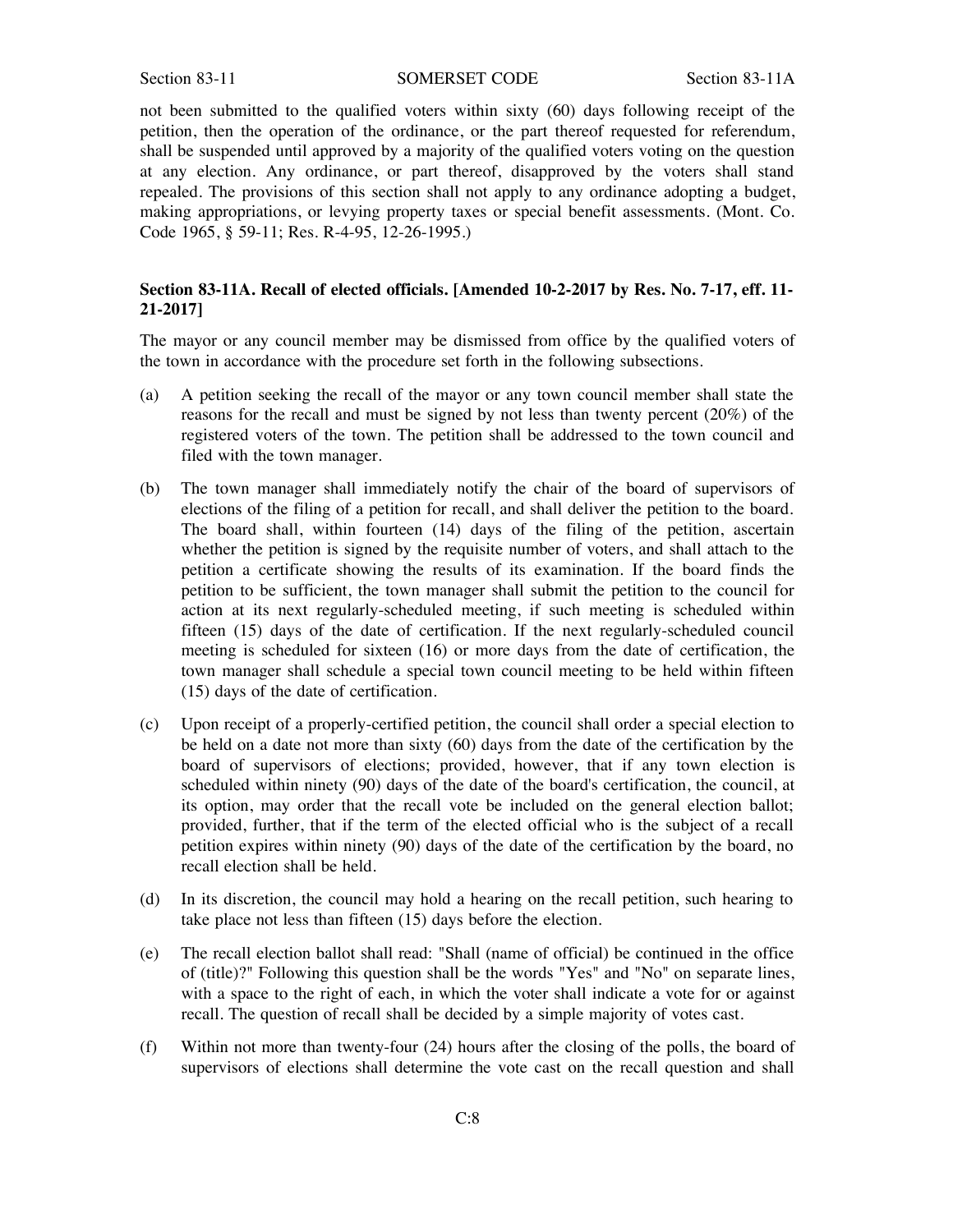not been submitted to the qualified voters within sixty (60) days following receipt of the petition, then the operation of the ordinance, or the part thereof requested for referendum, shall be suspended until approved by a majority of the qualified voters voting on the question at any election. Any ordinance, or part thereof, disapproved by the voters shall stand repealed. The provisions of this section shall not apply to any ordinance adopting a budget, making appropriations, or levying property taxes or special benefit assessments. (Mont. Co. Code 1965, § 59-11; Res. R-4-95, 12-26-1995.)

**Section 83-11A. Recall of elected officials. [Amended 10-2-2017 by Res. No. 7-17, eff. 11-21-2017]**

The mayor or any council member may be dismissed from office by the qualified voters of the town in accordance with the procedure set forth in the following subsections.

(a) A petition seeking the recall of the mayor or any town council member shall state the reasons for the recall and must be signed by not less than twenty percent (20%) of the registered voters of the town. The petition shall be addressed to the town council and filed with the town manager.

(b) The town manager shall immediately notify the chair of the board of supervisors of elections of the filing of a petition for recall, and shall deliver the petition to the board. The board shall, within fourteen (14) days of the filing of the petition, ascertain whether the petition is signed by the requisite number of voters, and shall attach to the petition a certificate showing the results of its examination. If the board finds the petition to be sufficient, the town manager shall submit the petition to the council for action at its next regularly-scheduled meeting, if such meeting is scheduled within fifteen (15) days of the date of certification. If the next regularly-scheduled council meeting is scheduled for sixteen (16) or more days from the date of certification, the town manager shall schedule a special town council meeting to be held within fifteen (15) days of the date of certification.

(c) Upon receipt of a properly-certified petition, the council shall order a special election to be held on a date not more than sixty (60) days from the date of the certification by the board of supervisors of elections; provided, however, that if any town election is scheduled within ninety (90) days of the date of the board's certification, the council, at its option, may order that the recall vote be included on the general election ballot; provided, further, that if the term of the elected official who is the subject of a recall petition expires within ninety (90) days of the date of the certification by the board, no recall election shall be held.

(d) In its discretion, the council may hold a hearing on the recall petition, such hearing to take place not less than fifteen (15) days before the election.

(e) The recall election ballot shall read: "Shall (name of official) be continued in the office of (title)?" Following this question shall be the words "Yes" and "No" on separate lines, with a space to the right of each, in which the voter shall indicate a vote for or against recall. The question of recall shall be decided by a simple majority of votes cast.

(f) Within not more than twenty-four (24) hours after the closing of the polls, the board of supervisors of elections shall determine the vote cast on the recall question and shall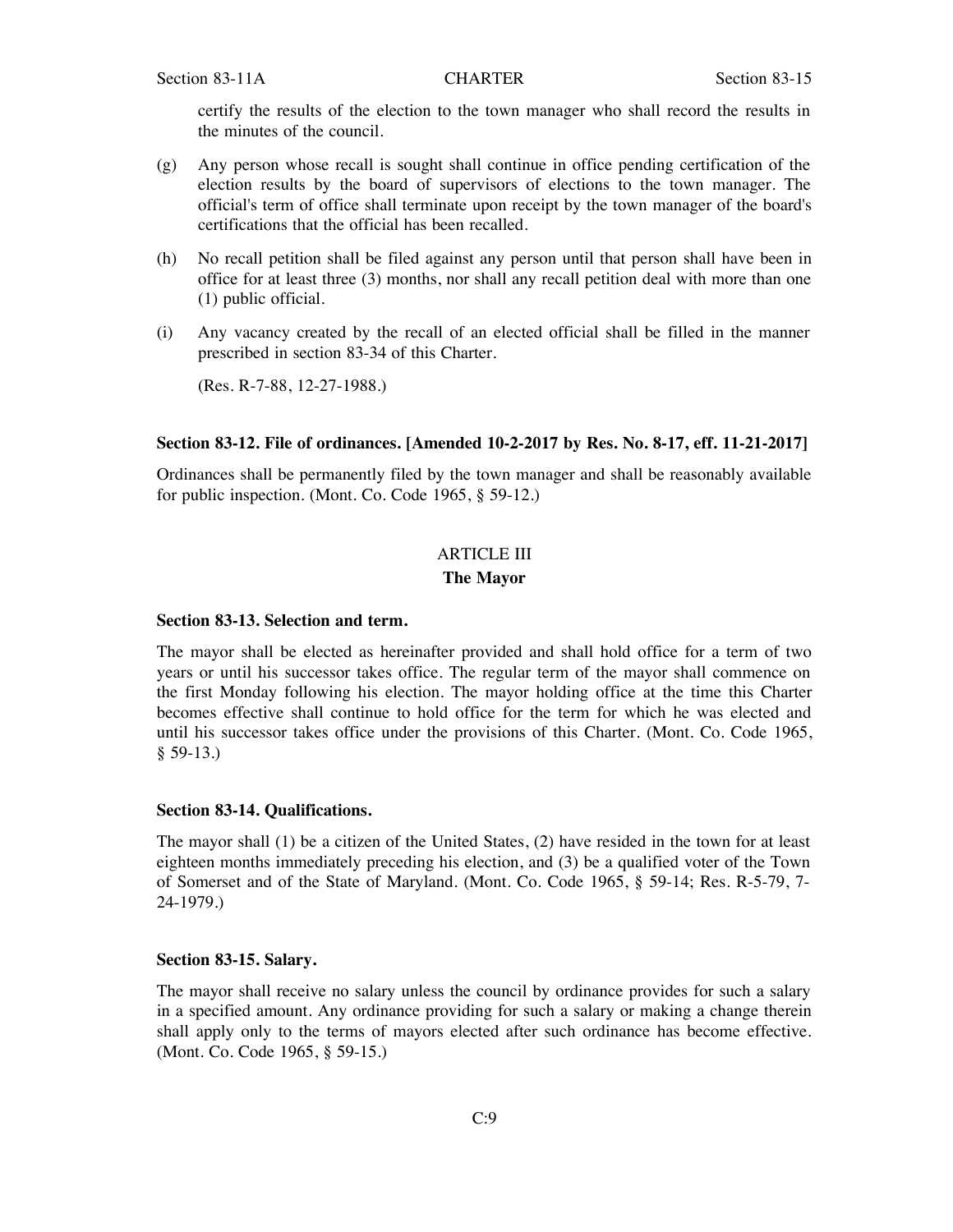certify the results of the election to the town manager who shall record the results in the minutes of the council.

(g) Any person whose recall is sought shall continue in office pending certification of the election results by the board of supervisors of elections to the town manager. The official's term of office shall terminate upon receipt by the town manager of the board's certifications that the official has been recalled.

(h) No recall petition shall be filed against any person until that person shall have been in office for at least three (3) months, nor shall any recall petition deal with more than one (1) public official.

(i) Any vacancy created by the recall of an elected official shall be filled in the manner prescribed in section 83-34 of this Charter.

(Res. R-7-88, 12-27-1988.)

**Section 83-12. File of ordinances. [Amended 10-2-2017 by Res. No. 8-17, eff. 11-21-2017]**

Ordinances shall be permanently filed by the town manager and shall be reasonably available for public inspection. (Mont. Co. Code 1965, § 59-12.)

## ARTICLE III
## The Mayor

**Section 83-13. Selection and term.**

The mayor shall be elected as hereinafter provided and shall hold office for a term of two years or until his successor takes office. The regular term of the mayor shall commence on the first Monday following his election. The mayor holding office at the time this Charter becomes effective shall continue to hold office for the term for which he was elected and until his successor takes office under the provisions of this Charter. (Mont. Co. Code 1965, § 59-13.)

**Section 83-14. Qualifications.**

The mayor shall (1) be a citizen of the United States, (2) have resided in the town for at least eighteen months immediately preceding his election, and (3) be a qualified voter of the Town of Somerset and of the State of Maryland. (Mont. Co. Code 1965, § 59-14; Res. R-5-79, 7-24-1979.)

**Section 83-15. Salary.**

The mayor shall receive no salary unless the council by ordinance provides for such a salary in a specified amount. Any ordinance providing for such a salary or making a change therein shall apply only to the terms of mayors elected after such ordinance has become effective. (Mont. Co. Code 1965, § 59-15.)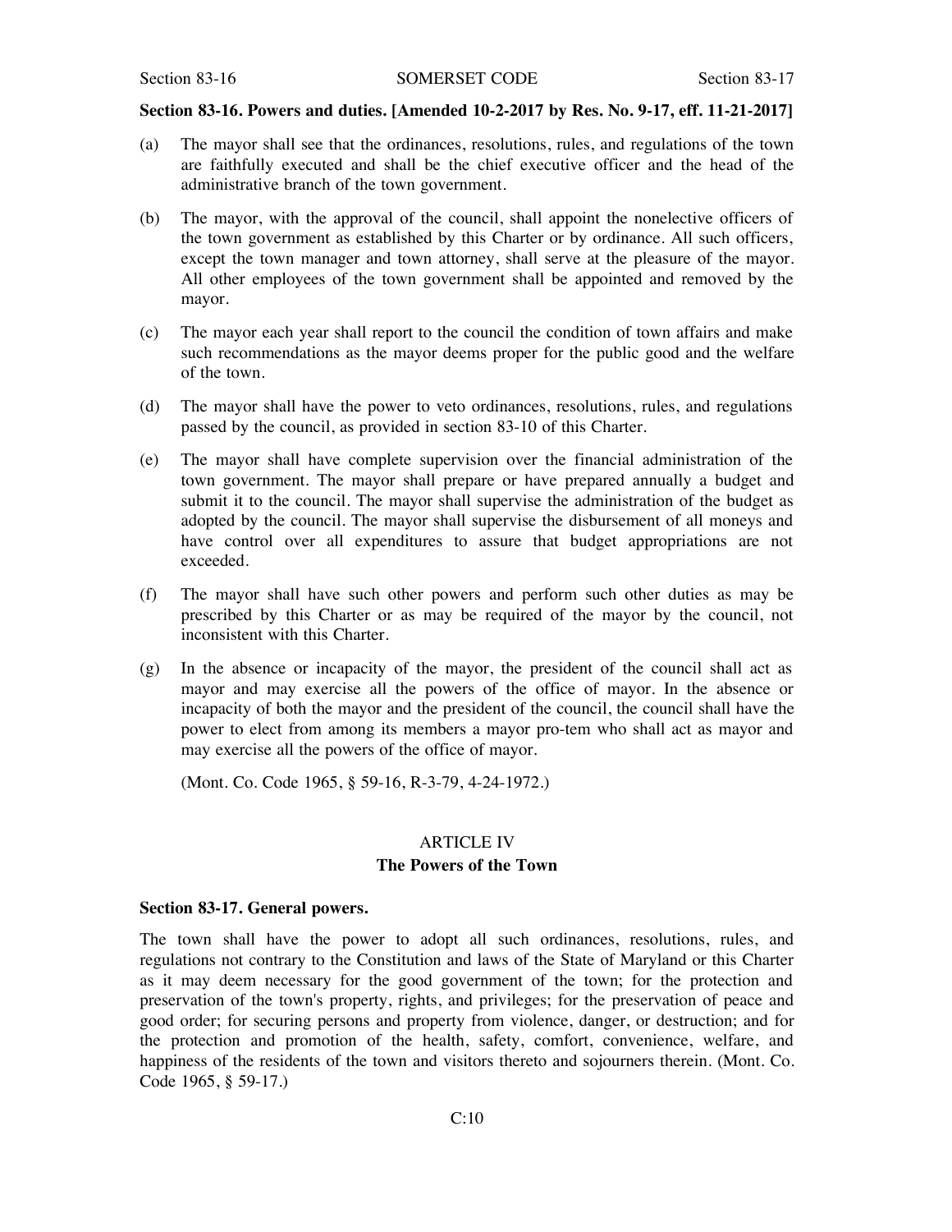**Section 83-16. Powers and duties. [Amended 10-2-2017 by Res. No. 9-17, eff. 11-21-2017]**

(a) The mayor shall see that the ordinances, resolutions, rules, and regulations of the town are faithfully executed and shall be the chief executive officer and the head of the administrative branch of the town government.

(b) The mayor, with the approval of the council, shall appoint the nonelective officers of the town government as established by this Charter or by ordinance. All such officers, except the town manager and town attorney, shall serve at the pleasure of the mayor. All other employees of the town government shall be appointed and removed by the mayor.

(c) The mayor each year shall report to the council the condition of town affairs and make such recommendations as the mayor deems proper for the public good and the welfare of the town.

(d) The mayor shall have the power to veto ordinances, resolutions, rules, and regulations passed by the council, as provided in section 83-10 of this Charter.

(e) The mayor shall have complete supervision over the financial administration of the town government. The mayor shall prepare or have prepared annually a budget and submit it to the council. The mayor shall supervise the administration of the budget as adopted by the council. The mayor shall supervise the disbursement of all moneys and have control over all expenditures to assure that budget appropriations are not exceeded.

(f) The mayor shall have such other powers and perform such other duties as may be prescribed by this Charter or as may be required of the mayor by the council, not inconsistent with this Charter.

(g) In the absence or incapacity of the mayor, the president of the council shall act as mayor and may exercise all the powers of the office of mayor. In the absence or incapacity of both the mayor and the president of the council, the council shall have the power to elect from among its members a mayor pro-tem who shall act as mayor and may exercise all the powers of the office of mayor.

(Mont. Co. Code 1965, § 59-16, R-3-79, 4-24-1972.)

## ARTICLE IV
## The Powers of the Town

**Section 83-17. General powers.**

The town shall have the power to adopt all such ordinances, resolutions, rules, and regulations not contrary to the Constitution and laws of the State of Maryland or this Charter as it may deem necessary for the good government of the town; for the protection and preservation of the town's property, rights, and privileges; for the preservation of peace and good order; for securing persons and property from violence, danger, or destruction; and for the protection and promotion of the health, safety, comfort, convenience, welfare, and happiness of the residents of the town and visitors thereto and sojourners therein. (Mont. Co. Code 1965, § 59-17.)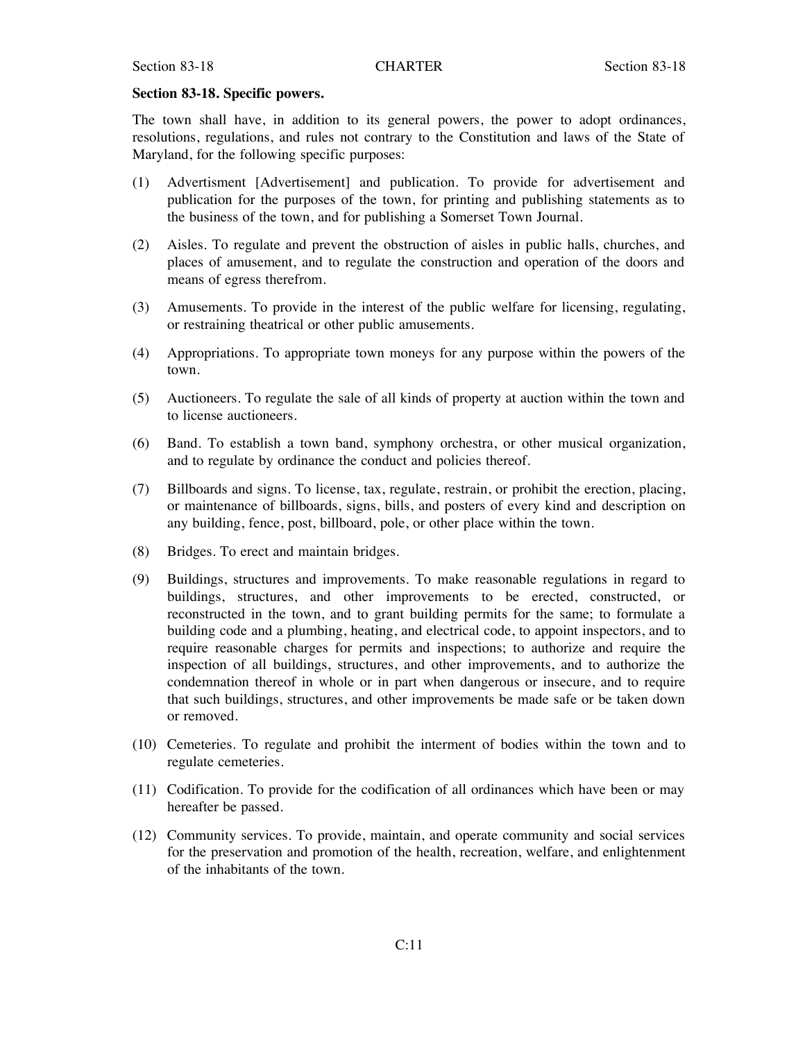**Section 83-18. Specific powers.**

The town shall have, in addition to its general powers, the power to adopt ordinances, resolutions, regulations, and rules not contrary to the Constitution and laws of the State of Maryland, for the following specific purposes:

(1) Advertisment [Advertisement] and publication. To provide for advertisement and publication for the purposes of the town, for printing and publishing statements as to the business of the town, and for publishing a Somerset Town Journal.

(2) Aisles. To regulate and prevent the obstruction of aisles in public halls, churches, and places of amusement, and to regulate the construction and operation of the doors and means of egress therefrom.

(3) Amusements. To provide in the interest of the public welfare for licensing, regulating, or restraining theatrical or other public amusements.

(4) Appropriations. To appropriate town moneys for any purpose within the powers of the town.

(5) Auctioneers. To regulate the sale of all kinds of property at auction within the town and to license auctioneers.

(6) Band. To establish a town band, symphony orchestra, or other musical organization, and to regulate by ordinance the conduct and policies thereof.

(7) Billboards and signs. To license, tax, regulate, restrain, or prohibit the erection, placing, or maintenance of billboards, signs, bills, and posters of every kind and description on any building, fence, post, billboard, pole, or other place within the town.

(8) Bridges. To erect and maintain bridges.

(9) Buildings, structures and improvements. To make reasonable regulations in regard to buildings, structures, and other improvements to be erected, constructed, or reconstructed in the town, and to grant building permits for the same; to formulate a building code and a plumbing, heating, and electrical code, to appoint inspectors, and to require reasonable charges for permits and inspections; to authorize and require the inspection of all buildings, structures, and other improvements, and to authorize the condemnation thereof in whole or in part when dangerous or insecure, and to require that such buildings, structures, and other improvements be made safe or be taken down or removed.

(10) Cemeteries. To regulate and prohibit the interment of bodies within the town and to regulate cemeteries.

(11) Codification. To provide for the codification of all ordinances which have been or may hereafter be passed.

(12) Community services. To provide, maintain, and operate community and social services for the preservation and promotion of the health, recreation, welfare, and enlightenment of the inhabitants of the town.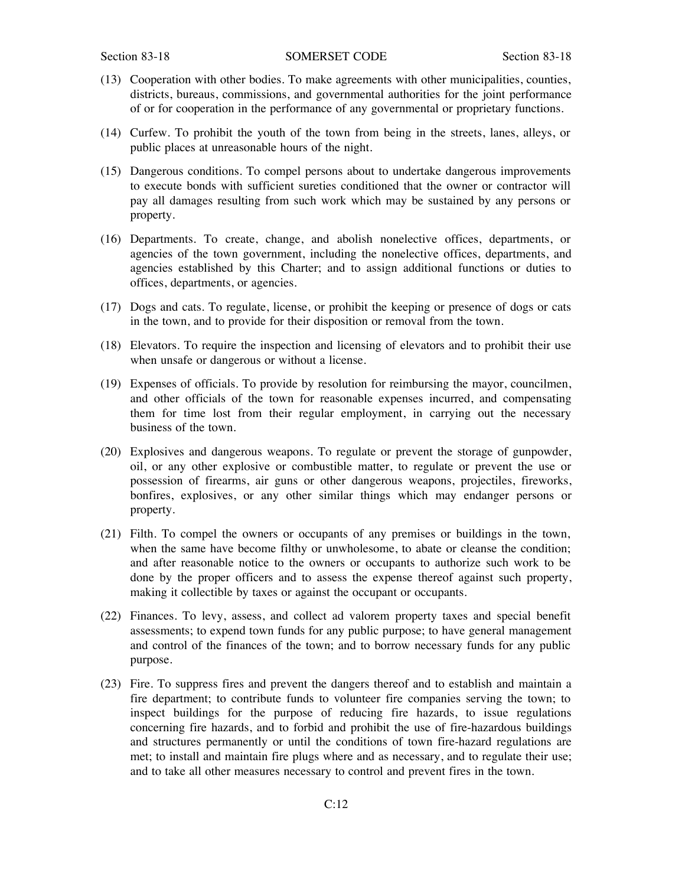(13) Cooperation with other bodies. To make agreements with other municipalities, counties, districts, bureaus, commissions, and governmental authorities for the joint performance of or for cooperation in the performance of any governmental or proprietary functions.

(14) Curfew. To prohibit the youth of the town from being in the streets, lanes, alleys, or public places at unreasonable hours of the night.

(15) Dangerous conditions. To compel persons about to undertake dangerous improvements to execute bonds with sufficient sureties conditioned that the owner or contractor will pay all damages resulting from such work which may be sustained by any persons or property.

(16) Departments. To create, change, and abolish nonelective offices, departments, or agencies of the town government, including the nonelective offices, departments, and agencies established by this Charter; and to assign additional functions or duties to offices, departments, or agencies.

(17) Dogs and cats. To regulate, license, or prohibit the keeping or presence of dogs or cats in the town, and to provide for their disposition or removal from the town.

(18) Elevators. To require the inspection and licensing of elevators and to prohibit their use when unsafe or dangerous or without a license.

(19) Expenses of officials. To provide by resolution for reimbursing the mayor, councilmen, and other officials of the town for reasonable expenses incurred, and compensating them for time lost from their regular employment, in carrying out the necessary business of the town.

(20) Explosives and dangerous weapons. To regulate or prevent the storage of gunpowder, oil, or any other explosive or combustible matter, to regulate or prevent the use or possession of firearms, air guns or other dangerous weapons, projectiles, fireworks, bonfires, explosives, or any other similar things which may endanger persons or property.

(21) Filth. To compel the owners or occupants of any premises or buildings in the town, when the same have become filthy or unwholesome, to abate or cleanse the condition; and after reasonable notice to the owners or occupants to authorize such work to be done by the proper officers and to assess the expense thereof against such property, making it collectible by taxes or against the occupant or occupants.

(22) Finances. To levy, assess, and collect ad valorem property taxes and special benefit assessments; to expend town funds for any public purpose; to have general management and control of the finances of the town; and to borrow necessary funds for any public purpose.

(23) Fire. To suppress fires and prevent the dangers thereof and to establish and maintain a fire department; to contribute funds to volunteer fire companies serving the town; to inspect buildings for the purpose of reducing fire hazards, to issue regulations concerning fire hazards, and to forbid and prohibit the use of fire-hazardous buildings and structures permanently or until the conditions of town fire-hazard regulations are met; to install and maintain fire plugs where and as necessary, and to regulate their use; and to take all other measures necessary to control and prevent fires in the town.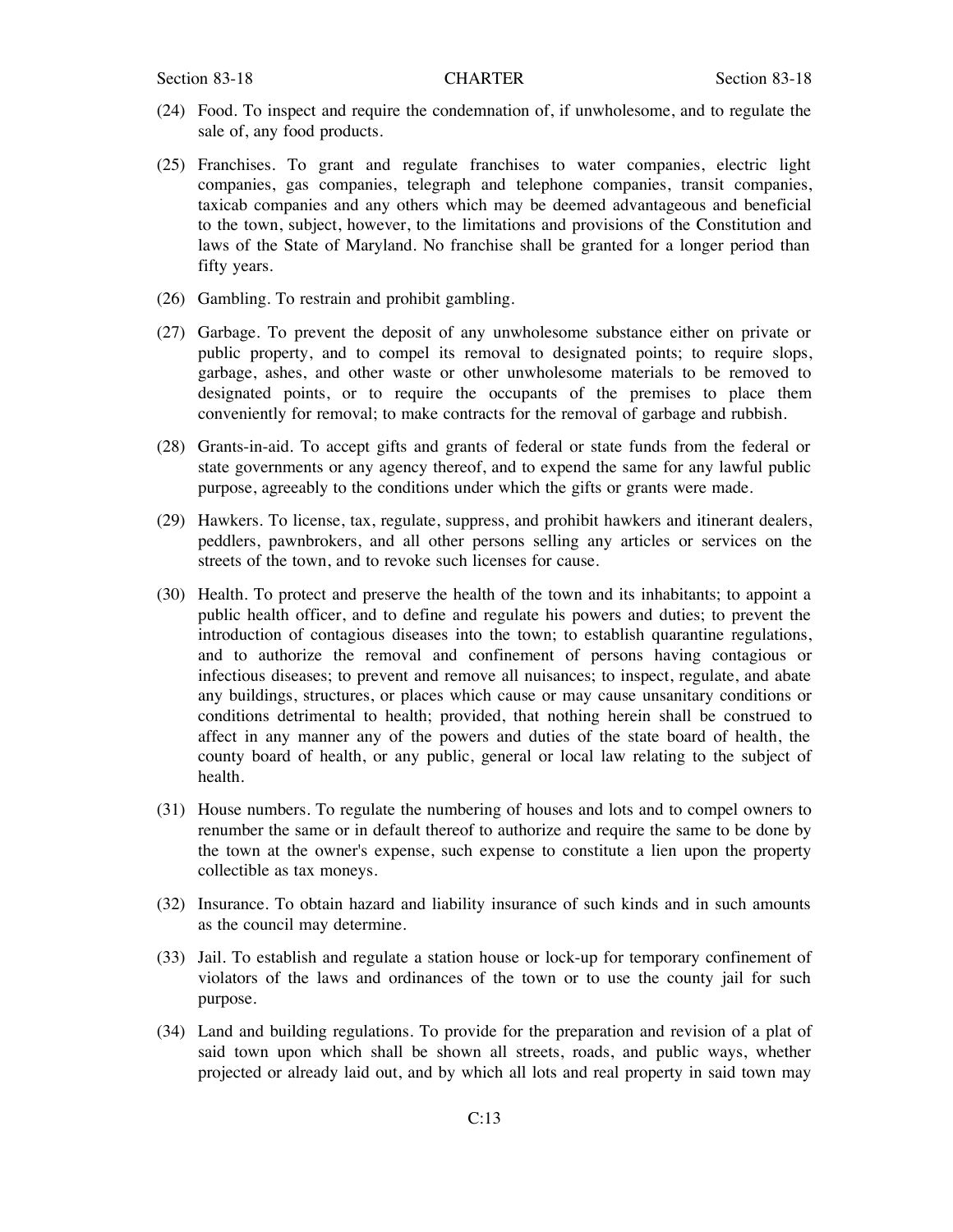(24) Food. To inspect and require the condemnation of, if unwholesome, and to regulate the sale of, any food products.

(25) Franchises. To grant and regulate franchises to water companies, electric light companies, gas companies, telegraph and telephone companies, transit companies, taxicab companies and any others which may be deemed advantageous and beneficial to the town, subject, however, to the limitations and provisions of the Constitution and laws of the State of Maryland. No franchise shall be granted for a longer period than fifty years.

(26) Gambling. To restrain and prohibit gambling.

(27) Garbage. To prevent the deposit of any unwholesome substance either on private or public property, and to compel its removal to designated points; to require slops, garbage, ashes, and other waste or other unwholesome materials to be removed to designated points, or to require the occupants of the premises to place them conveniently for removal; to make contracts for the removal of garbage and rubbish.

(28) Grants-in-aid. To accept gifts and grants of federal or state funds from the federal or state governments or any agency thereof, and to expend the same for any lawful public purpose, agreeably to the conditions under which the gifts or grants were made.

(29) Hawkers. To license, tax, regulate, suppress, and prohibit hawkers and itinerant dealers, peddlers, pawnbrokers, and all other persons selling any articles or services on the streets of the town, and to revoke such licenses for cause.

(30) Health. To protect and preserve the health of the town and its inhabitants; to appoint a public health officer, and to define and regulate his powers and duties; to prevent the introduction of contagious diseases into the town; to establish quarantine regulations, and to authorize the removal and confinement of persons having contagious or infectious diseases; to prevent and remove all nuisances; to inspect, regulate, and abate any buildings, structures, or places which cause or may cause unsanitary conditions or conditions detrimental to health; provided, that nothing herein shall be construed to affect in any manner any of the powers and duties of the state board of health, the county board of health, or any public, general or local law relating to the subject of health.

(31) House numbers. To regulate the numbering of houses and lots and to compel owners to renumber the same or in default thereof to authorize and require the same to be done by the town at the owner's expense, such expense to constitute a lien upon the property collectible as tax moneys.

(32) Insurance. To obtain hazard and liability insurance of such kinds and in such amounts as the council may determine.

(33) Jail. To establish and regulate a station house or lock-up for temporary confinement of violators of the laws and ordinances of the town or to use the county jail for such purpose.

(34) Land and building regulations. To provide for the preparation and revision of a plat of said town upon which shall be shown all streets, roads, and public ways, whether projected or already laid out, and by which all lots and real property in said town may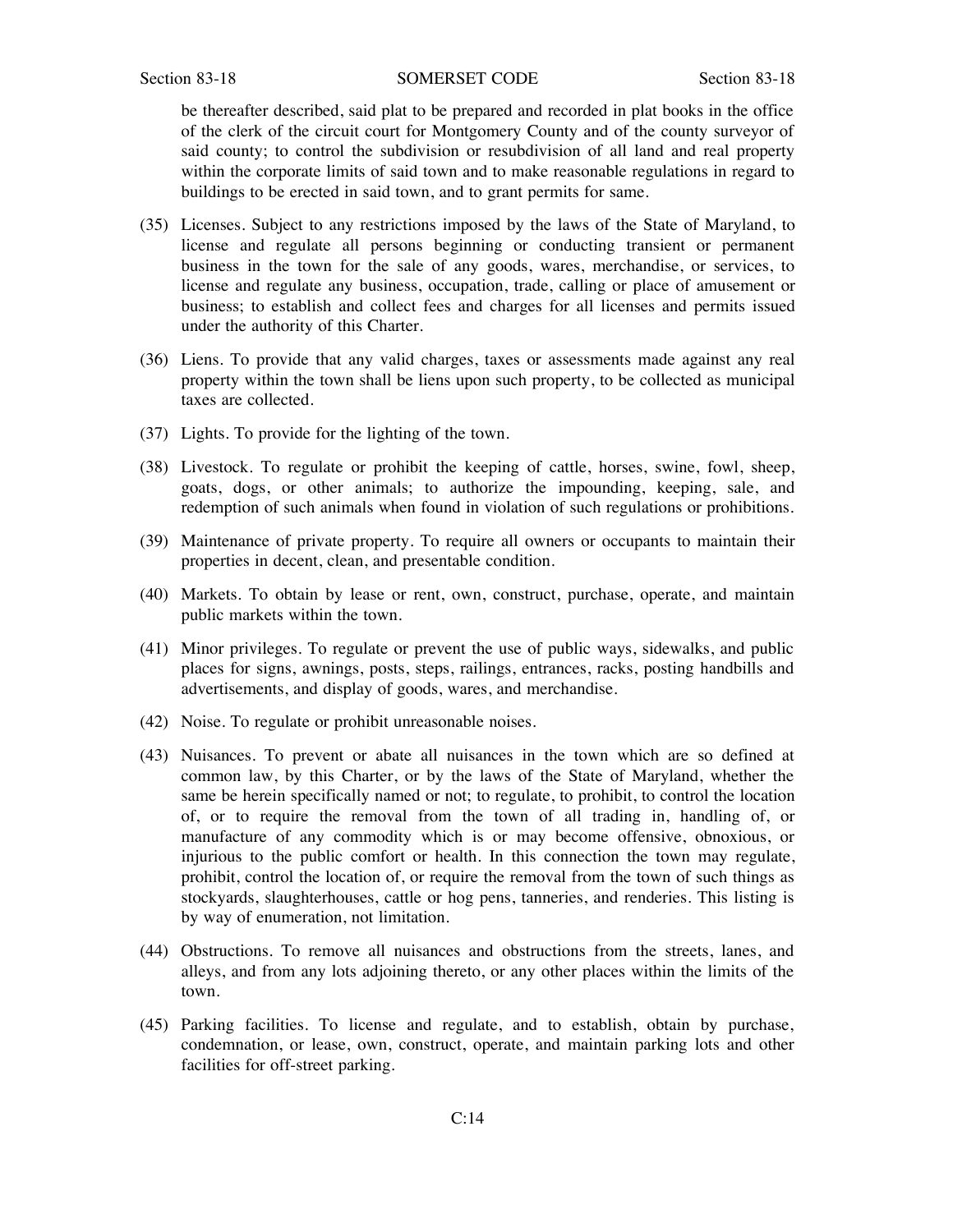be thereafter described, said plat to be prepared and recorded in plat books in the office of the clerk of the circuit court for Montgomery County and of the county surveyor of said county; to control the subdivision or resubdivision of all land and real property within the corporate limits of said town and to make reasonable regulations in regard to buildings to be erected in said town, and to grant permits for same.

(35) Licenses. Subject to any restrictions imposed by the laws of the State of Maryland, to license and regulate all persons beginning or conducting transient or permanent business in the town for the sale of any goods, wares, merchandise, or services, to license and regulate any business, occupation, trade, calling or place of amusement or business; to establish and collect fees and charges for all licenses and permits issued under the authority of this Charter.

(36) Liens. To provide that any valid charges, taxes or assessments made against any real property within the town shall be liens upon such property, to be collected as municipal taxes are collected.

(37) Lights. To provide for the lighting of the town.

(38) Livestock. To regulate or prohibit the keeping of cattle, horses, swine, fowl, sheep, goats, dogs, or other animals; to authorize the impounding, keeping, sale, and redemption of such animals when found in violation of such regulations or prohibitions.

(39) Maintenance of private property. To require all owners or occupants to maintain their properties in decent, clean, and presentable condition.

(40) Markets. To obtain by lease or rent, own, construct, purchase, operate, and maintain public markets within the town.

(41) Minor privileges. To regulate or prevent the use of public ways, sidewalks, and public places for signs, awnings, posts, steps, railings, entrances, racks, posting handbills and advertisements, and display of goods, wares, and merchandise.

(42) Noise. To regulate or prohibit unreasonable noises.

(43) Nuisances. To prevent or abate all nuisances in the town which are so defined at common law, by this Charter, or by the laws of the State of Maryland, whether the same be herein specifically named or not; to regulate, to prohibit, to control the location of, or to require the removal from the town of all trading in, handling of, or manufacture of any commodity which is or may become offensive, obnoxious, or injurious to the public comfort or health. In this connection the town may regulate, prohibit, control the location of, or require the removal from the town of such things as stockyards, slaughterhouses, cattle or hog pens, tanneries, and renderies. This listing is by way of enumeration, not limitation.

(44) Obstructions. To remove all nuisances and obstructions from the streets, lanes, and alleys, and from any lots adjoining thereto, or any other places within the limits of the town.

(45) Parking facilities. To license and regulate, and to establish, obtain by purchase, condemnation, or lease, own, construct, operate, and maintain parking lots and other facilities for off-street parking.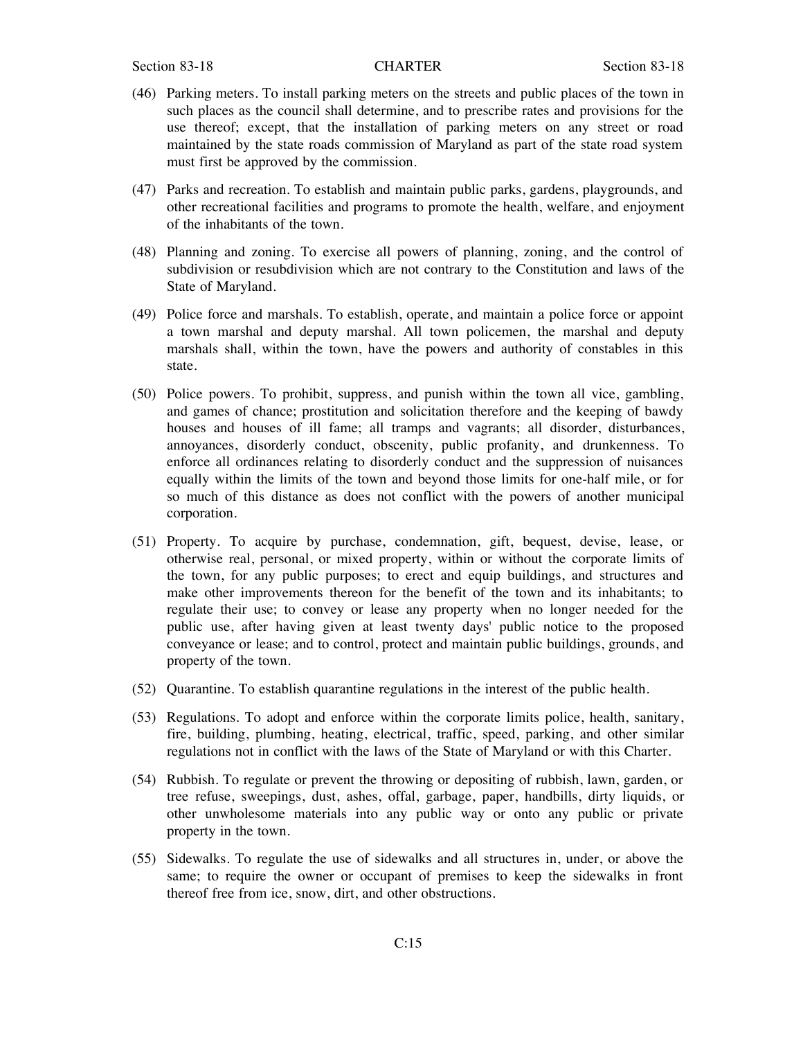(46) Parking meters. To install parking meters on the streets and public places of the town in such places as the council shall determine, and to prescribe rates and provisions for the use thereof; except, that the installation of parking meters on any street or road maintained by the state roads commission of Maryland as part of the state road system must first be approved by the commission.

(47) Parks and recreation. To establish and maintain public parks, gardens, playgrounds, and other recreational facilities and programs to promote the health, welfare, and enjoyment of the inhabitants of the town.

(48) Planning and zoning. To exercise all powers of planning, zoning, and the control of subdivision or resubdivision which are not contrary to the Constitution and laws of the State of Maryland.

(49) Police force and marshals. To establish, operate, and maintain a police force or appoint a town marshal and deputy marshal. All town policemen, the marshal and deputy marshals shall, within the town, have the powers and authority of constables in this state.

(50) Police powers. To prohibit, suppress, and punish within the town all vice, gambling, and games of chance; prostitution and solicitation therefore and the keeping of bawdy houses and houses of ill fame; all tramps and vagrants; all disorder, disturbances, annoyances, disorderly conduct, obscenity, public profanity, and drunkenness. To enforce all ordinances relating to disorderly conduct and the suppression of nuisances equally within the limits of the town and beyond those limits for one-half mile, or for so much of this distance as does not conflict with the powers of another municipal corporation.

(51) Property. To acquire by purchase, condemnation, gift, bequest, devise, lease, or otherwise real, personal, or mixed property, within or without the corporate limits of the town, for any public purposes; to erect and equip buildings, and structures and make other improvements thereon for the benefit of the town and its inhabitants; to regulate their use; to convey or lease any property when no longer needed for the public use, after having given at least twenty days' public notice to the proposed conveyance or lease; and to control, protect and maintain public buildings, grounds, and property of the town.

(52) Quarantine. To establish quarantine regulations in the interest of the public health.

(53) Regulations. To adopt and enforce within the corporate limits police, health, sanitary, fire, building, plumbing, heating, electrical, traffic, speed, parking, and other similar regulations not in conflict with the laws of the State of Maryland or with this Charter.

(54) Rubbish. To regulate or prevent the throwing or depositing of rubbish, lawn, garden, or tree refuse, sweepings, dust, ashes, offal, garbage, paper, handbills, dirty liquids, or other unwholesome materials into any public way or onto any public or private property in the town.

(55) Sidewalks. To regulate the use of sidewalks and all structures in, under, or above the same; to require the owner or occupant of premises to keep the sidewalks in front thereof free from ice, snow, dirt, and other obstructions.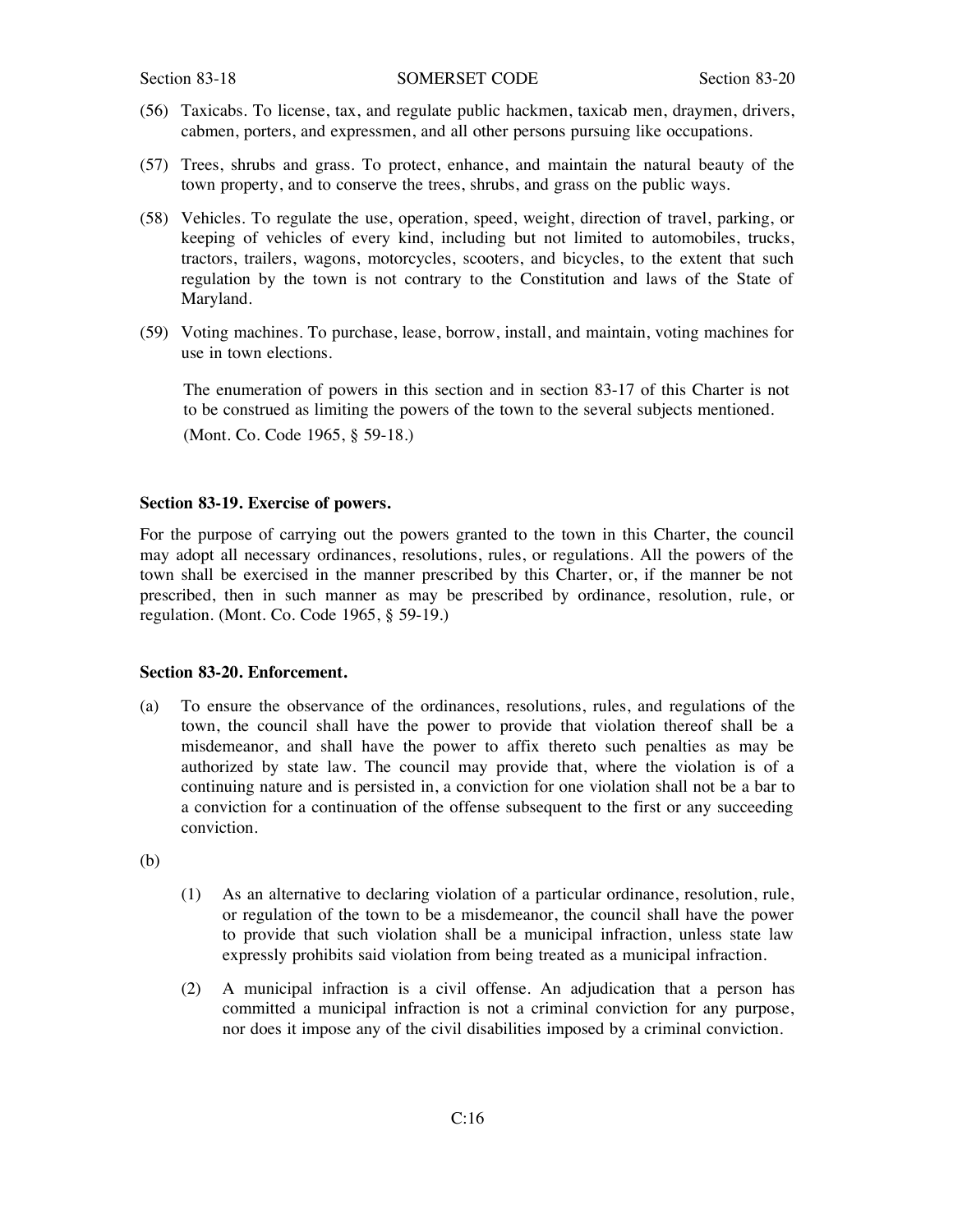(56) Taxicabs. To license, tax, and regulate public hackmen, taxicab men, draymen, drivers, cabmen, porters, and expressmen, and all other persons pursuing like occupations.

(57) Trees, shrubs and grass. To protect, enhance, and maintain the natural beauty of the town property, and to conserve the trees, shrubs, and grass on the public ways.

(58) Vehicles. To regulate the use, operation, speed, weight, direction of travel, parking, or keeping of vehicles of every kind, including but not limited to automobiles, trucks, tractors, trailers, wagons, motorcycles, scooters, and bicycles, to the extent that such regulation by the town is not contrary to the Constitution and laws of the State of Maryland.

(59) Voting machines. To purchase, lease, borrow, install, and maintain, voting machines for use in town elections.

The enumeration of powers in this section and in section 83-17 of this Charter is not to be construed as limiting the powers of the town to the several subjects mentioned.

(Mont. Co. Code 1965, § 59-18.)

**Section 83-19. Exercise of powers.**

For the purpose of carrying out the powers granted to the town in this Charter, the council may adopt all necessary ordinances, resolutions, rules, or regulations. All the powers of the town shall be exercised in the manner prescribed by this Charter, or, if the manner be not prescribed, then in such manner as may be prescribed by ordinance, resolution, rule, or regulation. (Mont. Co. Code 1965, § 59-19.)

**Section 83-20. Enforcement.**

(a) To ensure the observance of the ordinances, resolutions, rules, and regulations of the town, the council shall have the power to provide that violation thereof shall be a misdemeanor, and shall have the power to affix thereto such penalties as may be authorized by state law. The council may provide that, where the violation is of a continuing nature and is persisted in, a conviction for one violation shall not be a bar to a conviction for a continuation of the offense subsequent to the first or any succeeding conviction.

(b)

(1) As an alternative to declaring violation of a particular ordinance, resolution, rule, or regulation of the town to be a misdemeanor, the council shall have the power to provide that such violation shall be a municipal infraction, unless state law expressly prohibits said violation from being treated as a municipal infraction.

(2) A municipal infraction is a civil offense. An adjudication that a person has committed a municipal infraction is not a criminal conviction for any purpose, nor does it impose any of the civil disabilities imposed by a criminal conviction.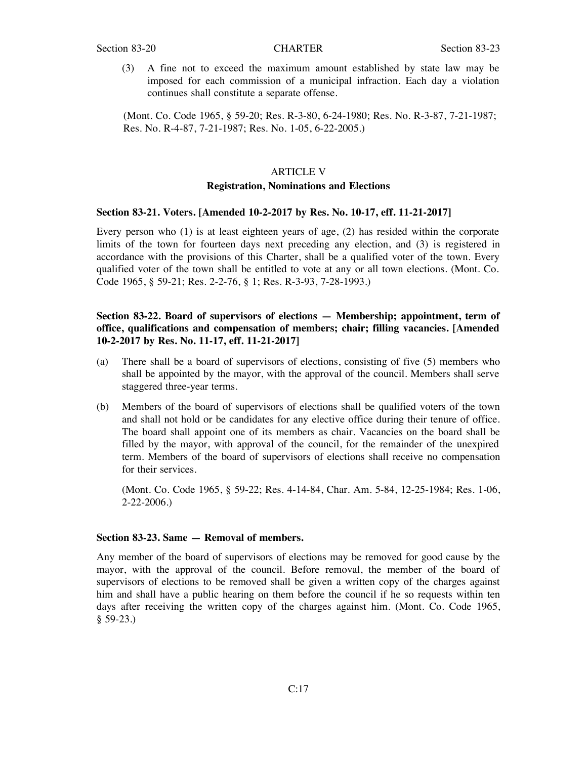(3) A fine not to exceed the maximum amount established by state law may be imposed for each commission of a municipal infraction. Each day a violation continues shall constitute a separate offense.

(Mont. Co. Code 1965, § 59-20; Res. R-3-80, 6-24-1980; Res. No. R-3-87, 7-21-1987; Res. No. R-4-87, 7-21-1987; Res. No. 1-05, 6-22-2005.)

## ARTICLE V
## Registration, Nominations and Elections

### Section 83-21. Voters. [Amended 10-2-2017 by Res. No. 10-17, eff. 11-21-2017]

Every person who (1) is at least eighteen years of age, (2) has resided within the corporate limits of the town for fourteen days next preceding any election, and (3) is registered in accordance with the provisions of this Charter, shall be a qualified voter of the town. Every qualified voter of the town shall be entitled to vote at any or all town elections. (Mont. Co. Code 1965, § 59-21; Res. 2-2-76, § 1; Res. R-3-93, 7-28-1993.)

### Section 83-22. Board of supervisors of elections — Membership; appointment, term of office, qualifications and compensation of members; chair; filling vacancies. [Amended 10-2-2017 by Res. No. 11-17, eff. 11-21-2017]

(a) There shall be a board of supervisors of elections, consisting of five (5) members who shall be appointed by the mayor, with the approval of the council. Members shall serve staggered three-year terms.

(b) Members of the board of supervisors of elections shall be qualified voters of the town and shall not hold or be candidates for any elective office during their tenure of office. The board shall appoint one of its members as chair. Vacancies on the board shall be filled by the mayor, with approval of the council, for the remainder of the unexpired term. Members of the board of supervisors of elections shall receive no compensation for their services.

(Mont. Co. Code 1965, § 59-22; Res. 4-14-84, Char. Am. 5-84, 12-25-1984; Res. 1-06, 2-22-2006.)

### Section 83-23. Same — Removal of members.

Any member of the board of supervisors of elections may be removed for good cause by the mayor, with the approval of the council. Before removal, the member of the board of supervisors of elections to be removed shall be given a written copy of the charges against him and shall have a public hearing on them before the council if he so requests within ten days after receiving the written copy of the charges against him. (Mont. Co. Code 1965, § 59-23.)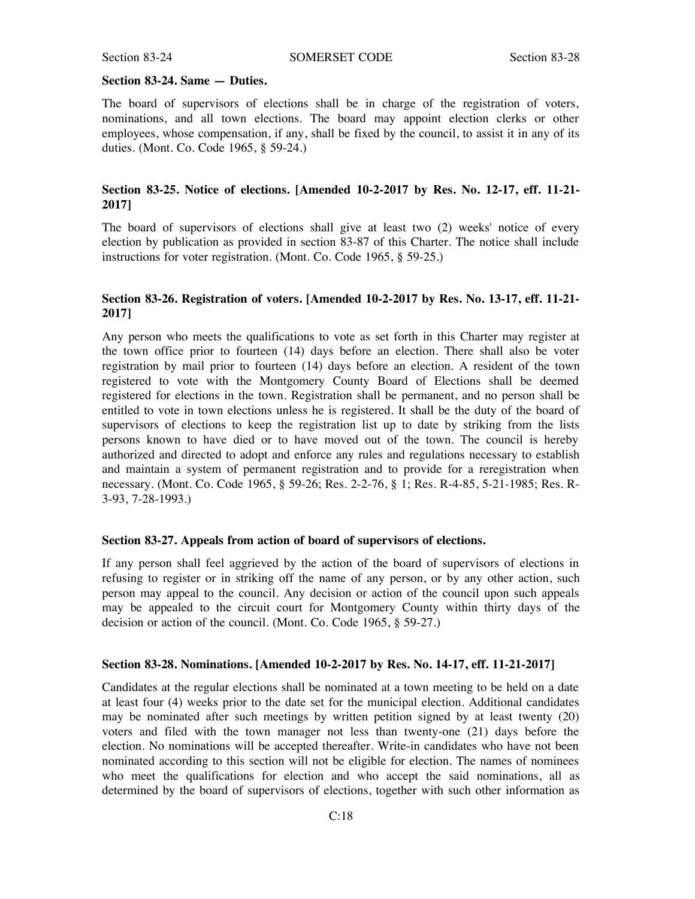**Section 83-24. Same — Duties.**

The board of supervisors of elections shall be in charge of the registration of voters, nominations, and all town elections. The board may appoint election clerks or other employees, whose compensation, if any, shall be fixed by the council, to assist it in any of its duties. (Mont. Co. Code 1965, § 59-24.)

**Section 83-25. Notice of elections. [Amended 10-2-2017 by Res. No. 12-17, eff. 11-21-2017]**

The board of supervisors of elections shall give at least two (2) weeks' notice of every election by publication as provided in section 83-87 of this Charter. The notice shall include instructions for voter registration. (Mont. Co. Code 1965, § 59-25.)

**Section 83-26. Registration of voters. [Amended 10-2-2017 by Res. No. 13-17, eff. 11-21-2017]**

Any person who meets the qualifications to vote as set forth in this Charter may register at the town office prior to fourteen (14) days before an election. There shall also be voter registration by mail prior to fourteen (14) days before an election. A resident of the town registered to vote with the Montgomery County Board of Elections shall be deemed registered for elections in the town. Registration shall be permanent, and no person shall be entitled to vote in town elections unless he is registered. It shall be the duty of the board of supervisors of elections to keep the registration list up to date by striking from the lists persons known to have died or to have moved out of the town. The council is hereby authorized and directed to adopt and enforce any rules and regulations necessary to establish and maintain a system of permanent registration and to provide for a reregistration when necessary. (Mont. Co. Code 1965, § 59-26; Res. 2-2-76, § 1; Res. R-4-85, 5-21-1985; Res. R-3-93, 7-28-1993.)

**Section 83-27. Appeals from action of board of supervisors of elections.**

If any person shall feel aggrieved by the action of the board of supervisors of elections in refusing to register or in striking off the name of any person, or by any other action, such person may appeal to the council. Any decision or action of the council upon such appeals may be appealed to the circuit court for Montgomery County within thirty days of the decision or action of the council. (Mont. Co. Code 1965, § 59-27.)

**Section 83-28. Nominations. [Amended 10-2-2017 by Res. No. 14-17, eff. 11-21-2017]**

Candidates at the regular elections shall be nominated at a town meeting to be held on a date at least four (4) weeks prior to the date set for the municipal election. Additional candidates may be nominated after such meetings by written petition signed by at least twenty (20) voters and filed with the town manager not less than twenty-one (21) days before the election. No nominations will be accepted thereafter. Write-in candidates who have not been nominated according to this section will not be eligible for election. The names of nominees who meet the qualifications for election and who accept the said nominations, all as determined by the board of supervisors of elections, together with such other information as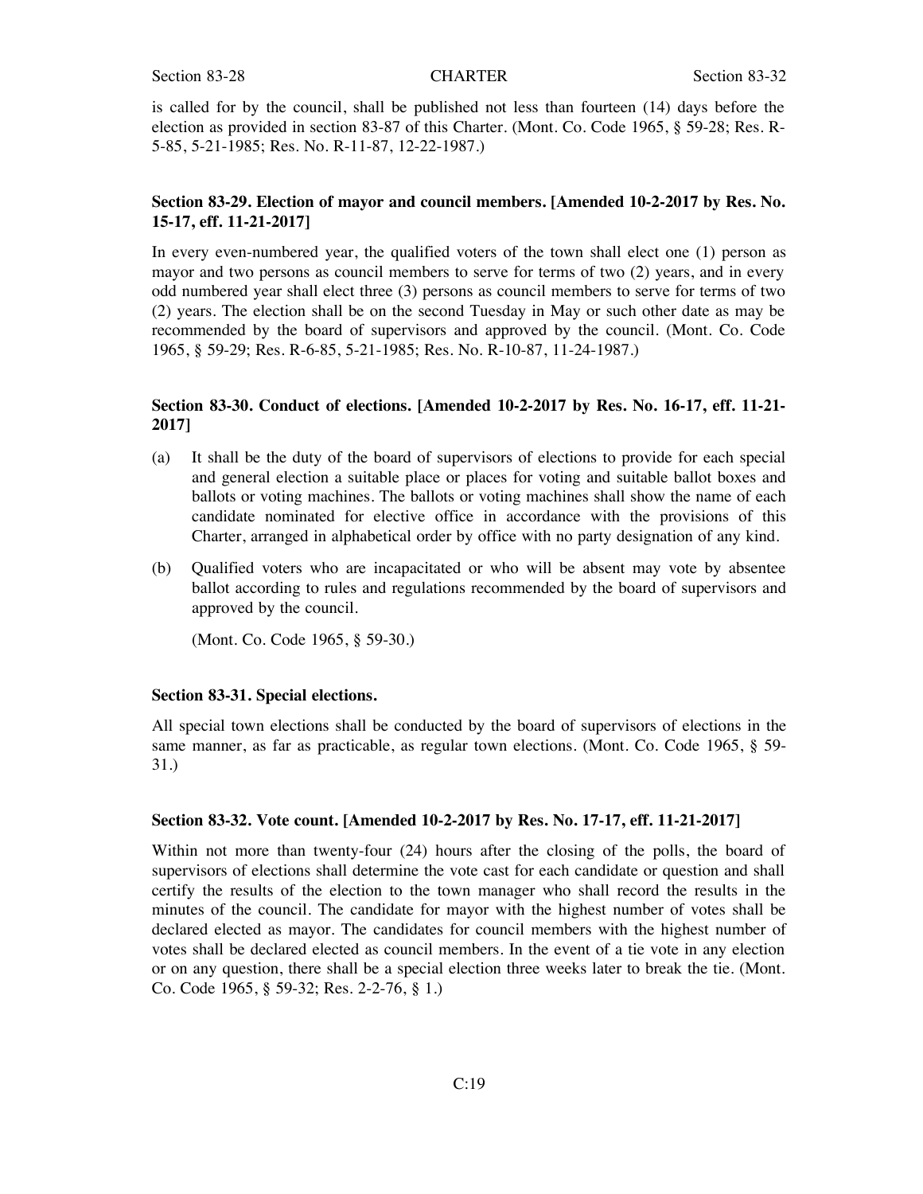is called for by the council, shall be published not less than fourteen (14) days before the election as provided in section 83-87 of this Charter. (Mont. Co. Code 1965, § 59-28; Res. R-5-85, 5-21-1985; Res. No. R-11-87, 12-22-1987.)

### Section 83-29. Election of mayor and council members. [Amended 10-2-2017 by Res. No. 15-17, eff. 11-21-2017]

In every even-numbered year, the qualified voters of the town shall elect one (1) person as mayor and two persons as council members to serve for terms of two (2) years, and in every odd numbered year shall elect three (3) persons as council members to serve for terms of two (2) years. The election shall be on the second Tuesday in May or such other date as may be recommended by the board of supervisors and approved by the council. (Mont. Co. Code 1965, § 59-29; Res. R-6-85, 5-21-1985; Res. No. R-10-87, 11-24-1987.)

### Section 83-30. Conduct of elections. [Amended 10-2-2017 by Res. No. 16-17, eff. 11-21-2017]

(a) It shall be the duty of the board of supervisors of elections to provide for each special and general election a suitable place or places for voting and suitable ballot boxes and ballots or voting machines. The ballots or voting machines shall show the name of each candidate nominated for elective office in accordance with the provisions of this Charter, arranged in alphabetical order by office with no party designation of any kind.

(b) Qualified voters who are incapacitated or who will be absent may vote by absentee ballot according to rules and regulations recommended by the board of supervisors and approved by the council.

(Mont. Co. Code 1965, § 59-30.)

### Section 83-31. Special elections.

All special town elections shall be conducted by the board of supervisors of elections in the same manner, as far as practicable, as regular town elections. (Mont. Co. Code 1965, § 59-31.)

### Section 83-32. Vote count. [Amended 10-2-2017 by Res. No. 17-17, eff. 11-21-2017]

Within not more than twenty-four (24) hours after the closing of the polls, the board of supervisors of elections shall determine the vote cast for each candidate or question and shall certify the results of the election to the town manager who shall record the results in the minutes of the council. The candidate for mayor with the highest number of votes shall be declared elected as mayor. The candidates for council members with the highest number of votes shall be declared elected as council members. In the event of a tie vote in any election or on any question, there shall be a special election three weeks later to break the tie. (Mont. Co. Code 1965, § 59-32; Res. 2-2-76, § 1.)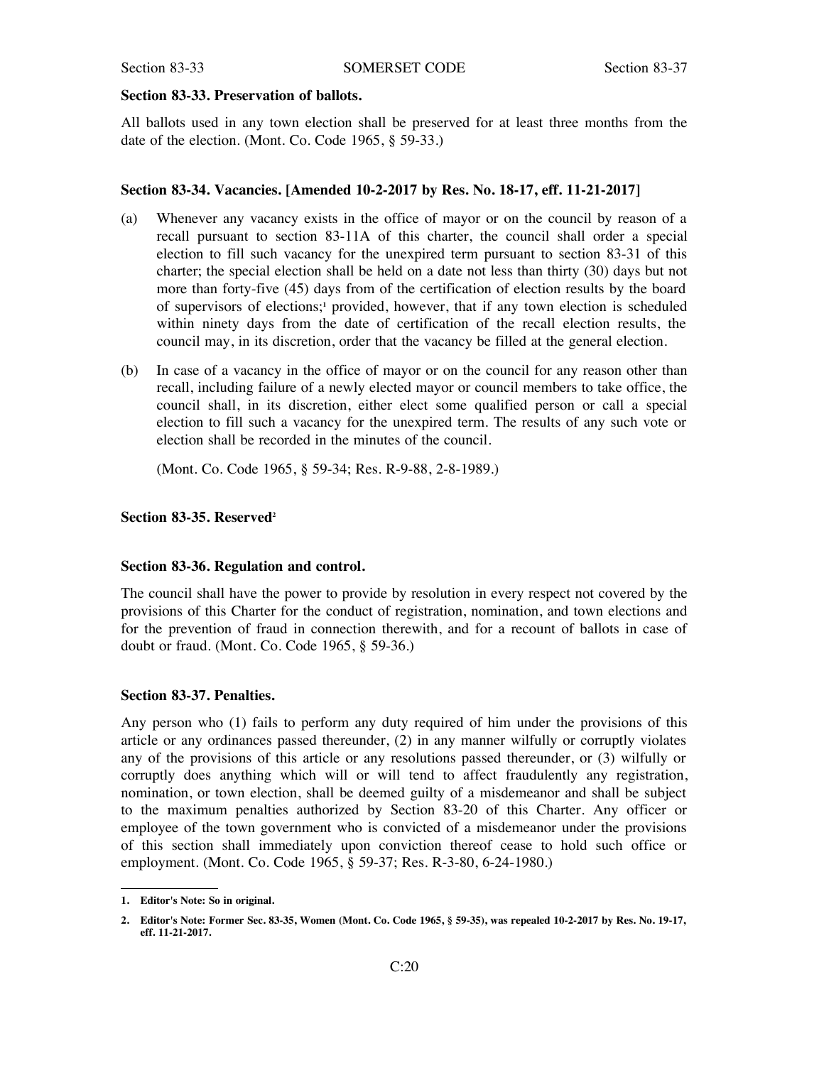### Section 83-33. Preservation of ballots.

All ballots used in any town election shall be preserved for at least three months from the date of the election. (Mont. Co. Code 1965, § 59-33.)

### Section 83-34. Vacancies. [Amended 10-2-2017 by Res. No. 18-17, eff. 11-21-2017]

(a) Whenever any vacancy exists in the office of mayor or on the council by reason of a recall pursuant to section 83-11A of this charter, the council shall order a special election to fill such vacancy for the unexpired term pursuant to section 83-31 of this charter; the special election shall be held on a date not less than thirty (30) days but not more than forty-five (45) days from of the certification of election results by the board of supervisors of elections;[1] provided, however, that if any town election is scheduled within ninety days from the date of certification of the recall election results, the council may, in its discretion, order that the vacancy be filled at the general election.

(b) In case of a vacancy in the office of mayor or on the council for any reason other than recall, including failure of a newly elected mayor or council members to take office, the council shall, in its discretion, either elect some qualified person or call a special election to fill such a vacancy for the unexpired term. The results of any such vote or election shall be recorded in the minutes of the council.

(Mont. Co. Code 1965, § 59-34; Res. R-9-88, 2-8-1989.)

### Section 83-35. Reserved[2]

### Section 83-36. Regulation and control.

The council shall have the power to provide by resolution in every respect not covered by the provisions of this Charter for the conduct of registration, nomination, and town elections and for the prevention of fraud in connection therewith, and for a recount of ballots in case of doubt or fraud. (Mont. Co. Code 1965, § 59-36.)

### Section 83-37. Penalties.

Any person who (1) fails to perform any duty required of him under the provisions of this article or any ordinances passed thereunder, (2) in any manner wilfully or corruptly violates any of the provisions of this article or any resolutions passed thereunder, or (3) wilfully or corruptly does anything which will or will tend to affect fraudulently any registration, nomination, or town election, shall be deemed guilty of a misdemeanor and shall be subject to the maximum penalties authorized by Section 83-20 of this Charter. Any officer or employee of the town government who is convicted of a misdemeanor under the provisions of this section shall immediately upon conviction thereof cease to hold such office or employment. (Mont. Co. Code 1965, § 59-37; Res. R-3-80, 6-24-1980.)

---

**1. Editor's Note: So in original.**

**2. Editor's Note: Former Sec. 83-35, Women (Mont. Co. Code 1965, § 59-35), was repealed 10-2-2017 by Res. No. 19-17, eff. 11-21-2017.**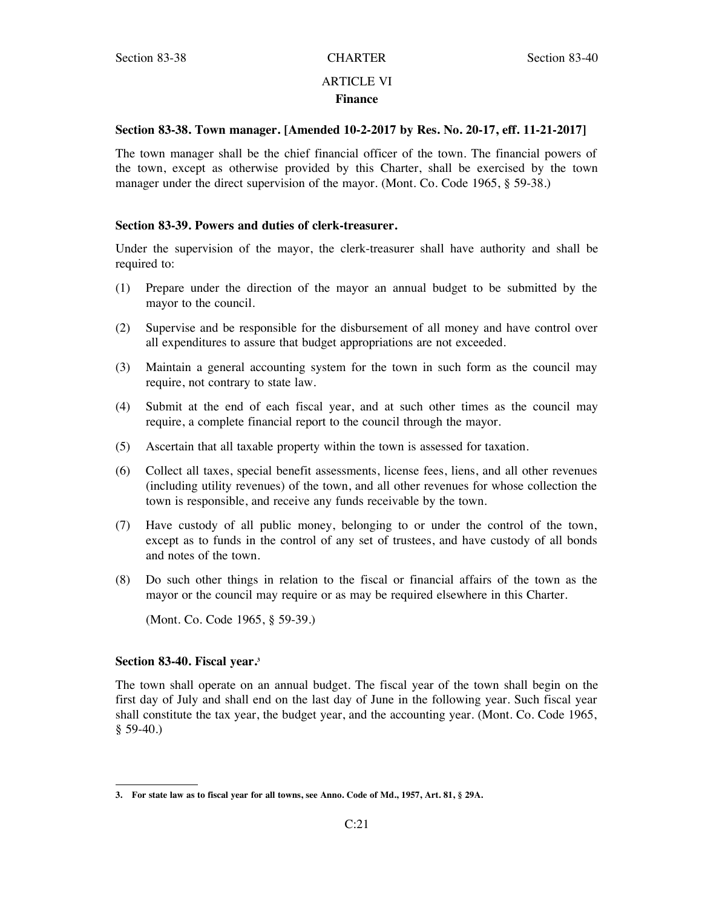# ARTICLE VI
## Finance

### Section 83-38. Town manager. [Amended 10-2-2017 by Res. No. 20-17, eff. 11-21-2017]

The town manager shall be the chief financial officer of the town. The financial powers of the town, except as otherwise provided by this Charter, shall be exercised by the town manager under the direct supervision of the mayor. (Mont. Co. Code 1965, § 59-38.)

### Section 83-39. Powers and duties of clerk-treasurer.

Under the supervision of the mayor, the clerk-treasurer shall have authority and shall be required to:

(1) Prepare under the direction of the mayor an annual budget to be submitted by the mayor to the council.

(2) Supervise and be responsible for the disbursement of all money and have control over all expenditures to assure that budget appropriations are not exceeded.

(3) Maintain a general accounting system for the town in such form as the council may require, not contrary to state law.

(4) Submit at the end of each fiscal year, and at such other times as the council may require, a complete financial report to the council through the mayor.

(5) Ascertain that all taxable property within the town is assessed for taxation.

(6) Collect all taxes, special benefit assessments, license fees, liens, and all other revenues (including utility revenues) of the town, and all other revenues for whose collection the town is responsible, and receive any funds receivable by the town.

(7) Have custody of all public money, belonging to or under the control of the town, except as to funds in the control of any set of trustees, and have custody of all bonds and notes of the town.

(8) Do such other things in relation to the fiscal or financial affairs of the town as the mayor or the council may require or as may be required elsewhere in this Charter.

(Mont. Co. Code 1965, § 59-39.)

### Section 83-40. Fiscal year.[3]

The town shall operate on an annual budget. The fiscal year of the town shall begin on the first day of July and shall end on the last day of June in the following year. Such fiscal year shall constitute the tax year, the budget year, and the accounting year. (Mont. Co. Code 1965, § 59-40.)

---

**3. For state law as to fiscal year for all towns, see Anno. Code of Md., 1957, Art. 81, § 29A.**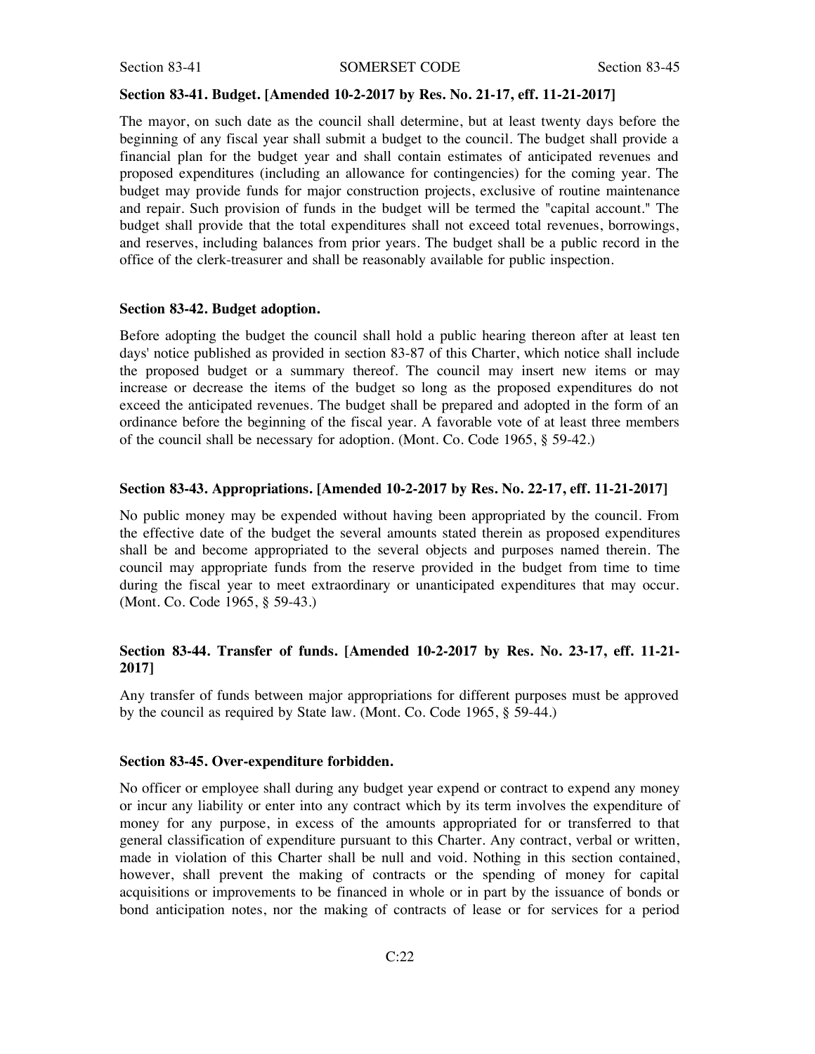### Section 83-41. Budget. [Amended 10-2-2017 by Res. No. 21-17, eff. 11-21-2017]

The mayor, on such date as the council shall determine, but at least twenty days before the beginning of any fiscal year shall submit a budget to the council. The budget shall provide a financial plan for the budget year and shall contain estimates of anticipated revenues and proposed expenditures (including an allowance for contingencies) for the coming year. The budget may provide funds for major construction projects, exclusive of routine maintenance and repair. Such provision of funds in the budget will be termed the "capital account." The budget shall provide that the total expenditures shall not exceed total revenues, borrowings, and reserves, including balances from prior years. The budget shall be a public record in the office of the clerk-treasurer and shall be reasonably available for public inspection.

### Section 83-42. Budget adoption.

Before adopting the budget the council shall hold a public hearing thereon after at least ten days' notice published as provided in section 83-87 of this Charter, which notice shall include the proposed budget or a summary thereof. The council may insert new items or may increase or decrease the items of the budget so long as the proposed expenditures do not exceed the anticipated revenues. The budget shall be prepared and adopted in the form of an ordinance before the beginning of the fiscal year. A favorable vote of at least three members of the council shall be necessary for adoption. (Mont. Co. Code 1965, § 59-42.)

### Section 83-43. Appropriations. [Amended 10-2-2017 by Res. No. 22-17, eff. 11-21-2017]

No public money may be expended without having been appropriated by the council. From the effective date of the budget the several amounts stated therein as proposed expenditures shall be and become appropriated to the several objects and purposes named therein. The council may appropriate funds from the reserve provided in the budget from time to time during the fiscal year to meet extraordinary or unanticipated expenditures that may occur. (Mont. Co. Code 1965, § 59-43.)

### Section 83-44. Transfer of funds. [Amended 10-2-2017 by Res. No. 23-17, eff. 11-21-2017]

Any transfer of funds between major appropriations for different purposes must be approved by the council as required by State law. (Mont. Co. Code 1965, § 59-44.)

### Section 83-45. Over-expenditure forbidden.

No officer or employee shall during any budget year expend or contract to expend any money or incur any liability or enter into any contract which by its term involves the expenditure of money for any purpose, in excess of the amounts appropriated for or transferred to that general classification of expenditure pursuant to this Charter. Any contract, verbal or written, made in violation of this Charter shall be null and void. Nothing in this section contained, however, shall prevent the making of contracts or the spending of money for capital acquisitions or improvements to be financed in whole or in part by the issuance of bonds or bond anticipation notes, nor the making of contracts of lease or for services for a period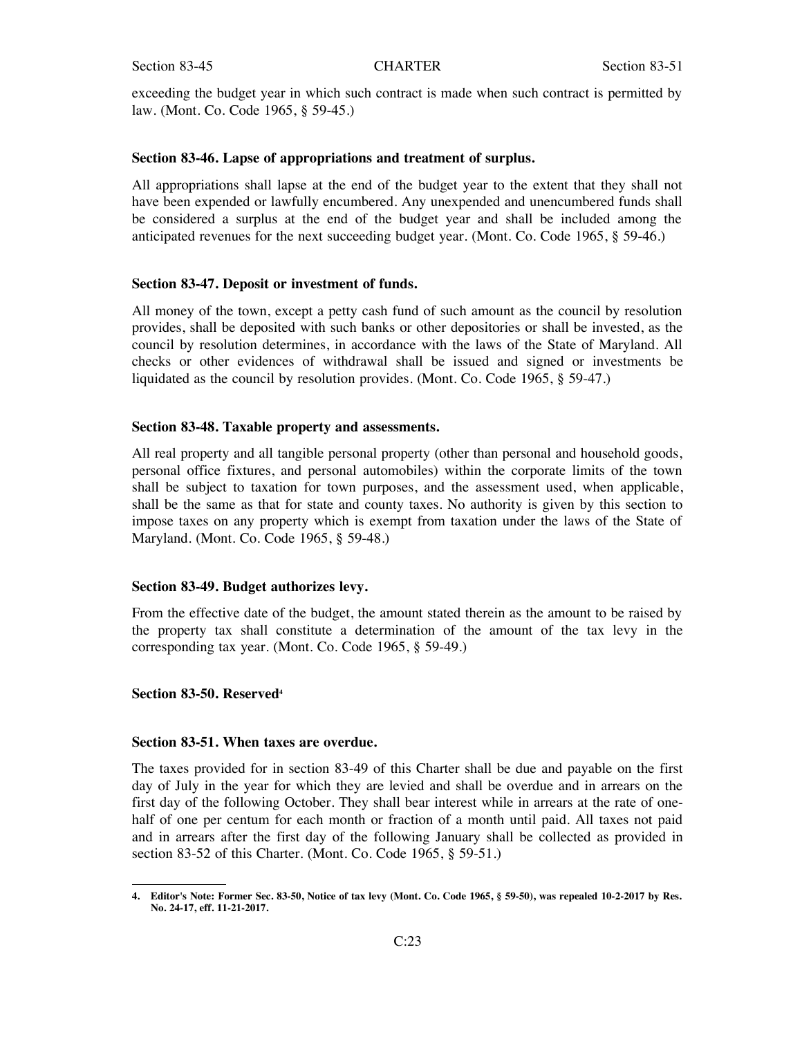exceeding the budget year in which such contract is made when such contract is permitted by law. (Mont. Co. Code 1965, § 59-45.)

**Section 83-46. Lapse of appropriations and treatment of surplus.**

All appropriations shall lapse at the end of the budget year to the extent that they shall not have been expended or lawfully encumbered. Any unexpended and unencumbered funds shall be considered a surplus at the end of the budget year and shall be included among the anticipated revenues for the next succeeding budget year. (Mont. Co. Code 1965, § 59-46.)

**Section 83-47. Deposit or investment of funds.**

All money of the town, except a petty cash fund of such amount as the council by resolution provides, shall be deposited with such banks or other depositories or shall be invested, as the council by resolution determines, in accordance with the laws of the State of Maryland. All checks or other evidences of withdrawal shall be issued and signed or investments be liquidated as the council by resolution provides. (Mont. Co. Code 1965, § 59-47.)

**Section 83-48. Taxable property and assessments.**

All real property and all tangible personal property (other than personal and household goods, personal office fixtures, and personal automobiles) within the corporate limits of the town shall be subject to taxation for town purposes, and the assessment used, when applicable, shall be the same as that for state and county taxes. No authority is given by this section to impose taxes on any property which is exempt from taxation under the laws of the State of Maryland. (Mont. Co. Code 1965, § 59-48.)

**Section 83-49. Budget authorizes levy.**

From the effective date of the budget, the amount stated therein as the amount to be raised by the property tax shall constitute a determination of the amount of the tax levy in the corresponding tax year. (Mont. Co. Code 1965, § 59-49.)

**Section 83-50. Reserved[4]**

**Section 83-51. When taxes are overdue.**

The taxes provided for in section 83-49 of this Charter shall be due and payable on the first day of July in the year for which they are levied and shall be overdue and in arrears on the first day of the following October. They shall bear interest while in arrears at the rate of one-half of one per centum for each month or fraction of a month until paid. All taxes not paid and in arrears after the first day of the following January shall be collected as provided in section 83-52 of this Charter. (Mont. Co. Code 1965, § 59-51.)

---

**4. Editor's Note: Former Sec. 83-50, Notice of tax levy (Mont. Co. Code 1965, § 59-50), was repealed 10-2-2017 by Res. No. 24-17, eff. 11-21-2017.**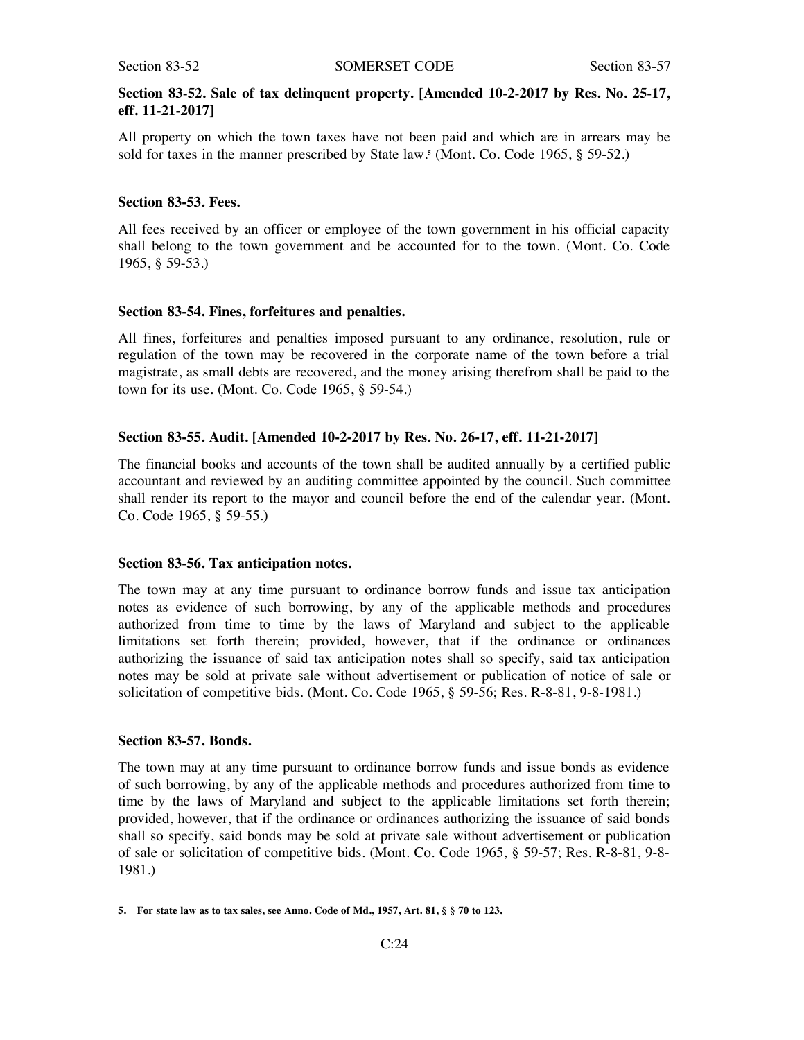### Section 83-52. Sale of tax delinquent property. [Amended 10-2-2017 by Res. No. 25-17, eff. 11-21-2017]

All property on which the town taxes have not been paid and which are in arrears may be sold for taxes in the manner prescribed by State law.[5] (Mont. Co. Code 1965, § 59-52.)

### Section 83-53. Fees.

All fees received by an officer or employee of the town government in his official capacity shall belong to the town government and be accounted for to the town. (Mont. Co. Code 1965, § 59-53.)

### Section 83-54. Fines, forfeitures and penalties.

All fines, forfeitures and penalties imposed pursuant to any ordinance, resolution, rule or regulation of the town may be recovered in the corporate name of the town before a trial magistrate, as small debts are recovered, and the money arising therefrom shall be paid to the town for its use. (Mont. Co. Code 1965, § 59-54.)

### Section 83-55. Audit. [Amended 10-2-2017 by Res. No. 26-17, eff. 11-21-2017]

The financial books and accounts of the town shall be audited annually by a certified public accountant and reviewed by an auditing committee appointed by the council. Such committee shall render its report to the mayor and council before the end of the calendar year. (Mont. Co. Code 1965, § 59-55.)

### Section 83-56. Tax anticipation notes.

The town may at any time pursuant to ordinance borrow funds and issue tax anticipation notes as evidence of such borrowing, by any of the applicable methods and procedures authorized from time to time by the laws of Maryland and subject to the applicable limitations set forth therein; provided, however, that if the ordinance or ordinances authorizing the issuance of said tax anticipation notes shall so specify, said tax anticipation notes may be sold at private sale without advertisement or publication of notice of sale or solicitation of competitive bids. (Mont. Co. Code 1965, § 59-56; Res. R-8-81, 9-8-1981.)

### Section 83-57. Bonds.

The town may at any time pursuant to ordinance borrow funds and issue bonds as evidence of such borrowing, by any of the applicable methods and procedures authorized from time to time by the laws of Maryland and subject to the applicable limitations set forth therein; provided, however, that if the ordinance or ordinances authorizing the issuance of said bonds shall so specify, said bonds may be sold at private sale without advertisement or publication of sale or solicitation of competitive bids. (Mont. Co. Code 1965, § 59-57; Res. R-8-81, 9-8-1981.)

---

**5. For state law as to tax sales, see Anno. Code of Md., 1957, Art. 81, § § 70 to 123.**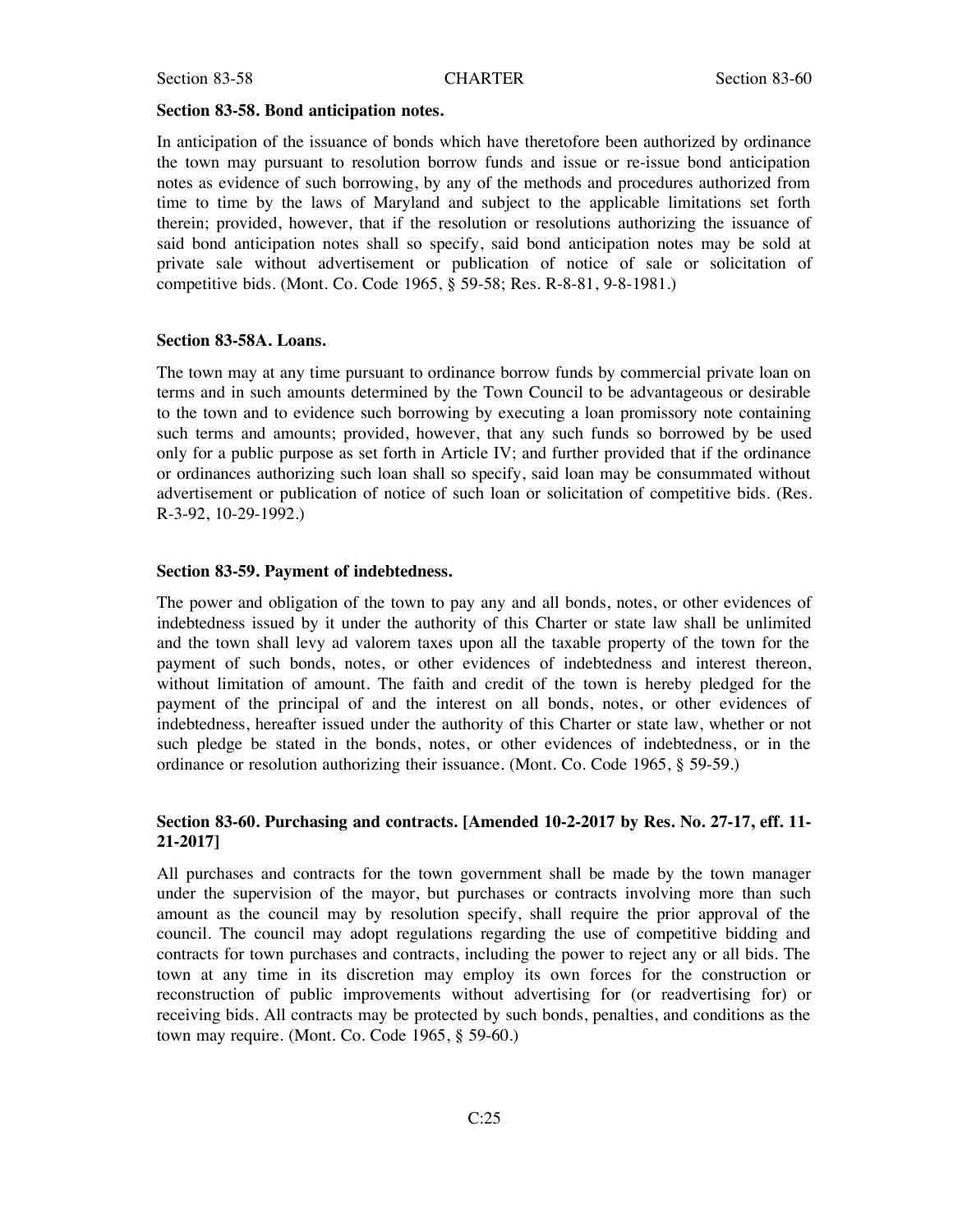### Section 83-58. Bond anticipation notes.

In anticipation of the issuance of bonds which have theretofore been authorized by ordinance the town may pursuant to resolution borrow funds and issue or re-issue bond anticipation notes as evidence of such borrowing, by any of the methods and procedures authorized from time to time by the laws of Maryland and subject to the applicable limitations set forth therein; provided, however, that if the resolution or resolutions authorizing the issuance of said bond anticipation notes shall so specify, said bond anticipation notes may be sold at private sale without advertisement or publication of notice of sale or solicitation of competitive bids. (Mont. Co. Code 1965, § 59-58; Res. R-8-81, 9-8-1981.)

### Section 83-58A. Loans.

The town may at any time pursuant to ordinance borrow funds by commercial private loan on terms and in such amounts determined by the Town Council to be advantageous or desirable to the town and to evidence such borrowing by executing a loan promissory note containing such terms and amounts; provided, however, that any such funds so borrowed by be used only for a public purpose as set forth in Article IV; and further provided that if the ordinance or ordinances authorizing such loan shall so specify, said loan may be consummated without advertisement or publication of notice of such loan or solicitation of competitive bids. (Res. R-3-92, 10-29-1992.)

### Section 83-59. Payment of indebtedness.

The power and obligation of the town to pay any and all bonds, notes, or other evidences of indebtedness issued by it under the authority of this Charter or state law shall be unlimited and the town shall levy ad valorem taxes upon all the taxable property of the town for the payment of such bonds, notes, or other evidences of indebtedness and interest thereon, without limitation of amount. The faith and credit of the town is hereby pledged for the payment of the principal of and the interest on all bonds, notes, or other evidences of indebtedness, hereafter issued under the authority of this Charter or state law, whether or not such pledge be stated in the bonds, notes, or other evidences of indebtedness, or in the ordinance or resolution authorizing their issuance. (Mont. Co. Code 1965, § 59-59.)

### Section 83-60. Purchasing and contracts. [Amended 10-2-2017 by Res. No. 27-17, eff. 11-21-2017]

All purchases and contracts for the town government shall be made by the town manager under the supervision of the mayor, but purchases or contracts involving more than such amount as the council may by resolution specify, shall require the prior approval of the council. The council may adopt regulations regarding the use of competitive bidding and contracts for town purchases and contracts, including the power to reject any or all bids. The town at any time in its discretion may employ its own forces for the construction or reconstruction of public improvements without advertising for (or readvertising for) or receiving bids. All contracts may be protected by such bonds, penalties, and conditions as the town may require. (Mont. Co. Code 1965, § 59-60.)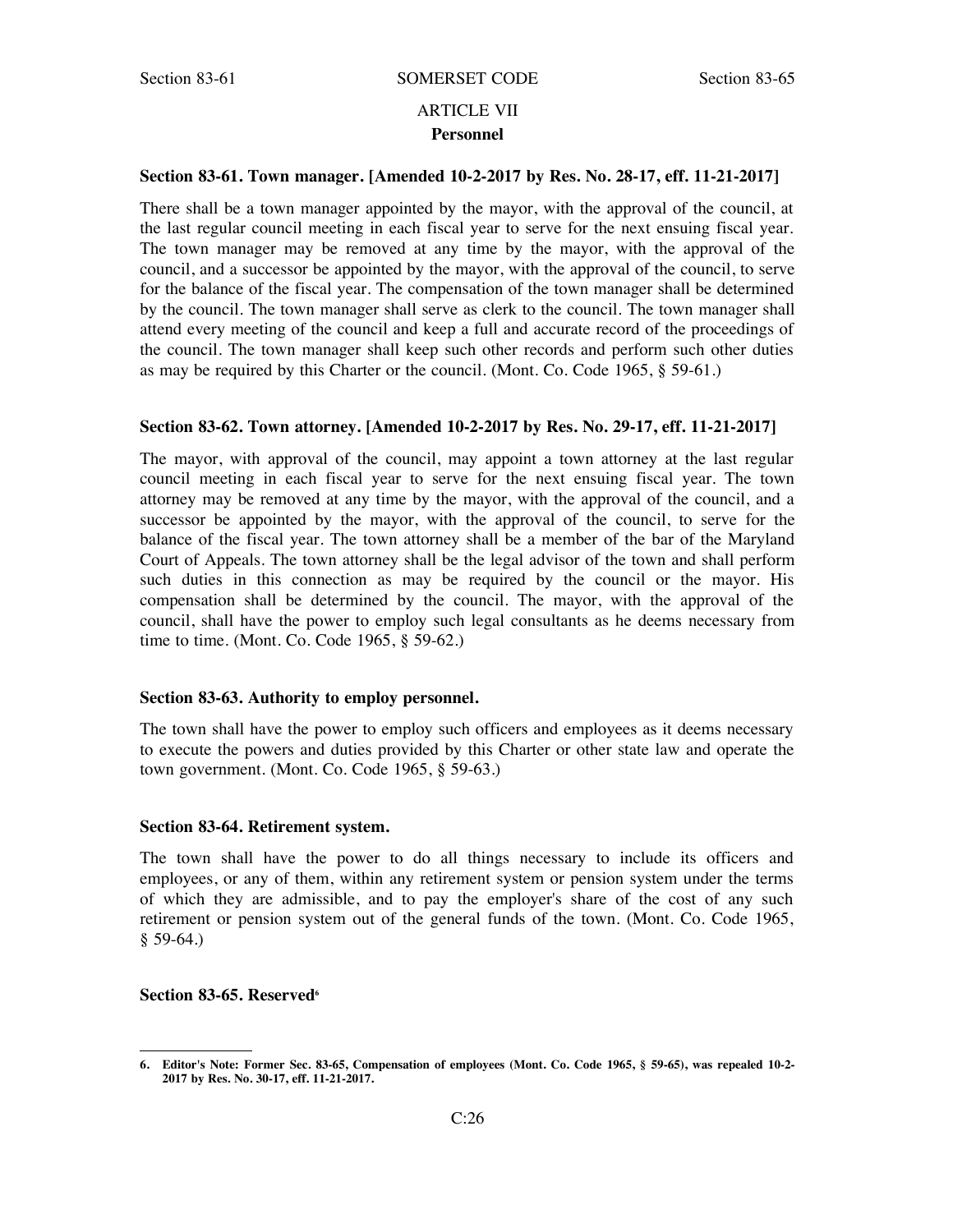## ARTICLE VII
## Personnel

### Section 83-61. Town manager. [Amended 10-2-2017 by Res. No. 28-17, eff. 11-21-2017]

There shall be a town manager appointed by the mayor, with the approval of the council, at the last regular council meeting in each fiscal year to serve for the next ensuing fiscal year. The town manager may be removed at any time by the mayor, with the approval of the council, and a successor be appointed by the mayor, with the approval of the council, to serve for the balance of the fiscal year. The compensation of the town manager shall be determined by the council. The town manager shall serve as clerk to the council. The town manager shall attend every meeting of the council and keep a full and accurate record of the proceedings of the council. The town manager shall keep such other records and perform such other duties as may be required by this Charter or the council. (Mont. Co. Code 1965, § 59-61.)

### Section 83-62. Town attorney. [Amended 10-2-2017 by Res. No. 29-17, eff. 11-21-2017]

The mayor, with approval of the council, may appoint a town attorney at the last regular council meeting in each fiscal year to serve for the next ensuing fiscal year. The town attorney may be removed at any time by the mayor, with the approval of the council, and a successor be appointed by the mayor, with the approval of the council, to serve for the balance of the fiscal year. The town attorney shall be a member of the bar of the Maryland Court of Appeals. The town attorney shall be the legal advisor of the town and shall perform such duties in this connection as may be required by the council or the mayor. His compensation shall be determined by the council. The mayor, with the approval of the council, shall have the power to employ such legal consultants as he deems necessary from time to time. (Mont. Co. Code 1965, § 59-62.)

### Section 83-63. Authority to employ personnel.

The town shall have the power to employ such officers and employees as it deems necessary to execute the powers and duties provided by this Charter or other state law and operate the town government. (Mont. Co. Code 1965, § 59-63.)

### Section 83-64. Retirement system.

The town shall have the power to do all things necessary to include its officers and employees, or any of them, within any retirement system or pension system under the terms of which they are admissible, and to pay the employer's share of the cost of any such retirement or pension system out of the general funds of the town. (Mont. Co. Code 1965, § 59-64.)

### Section 83-65. Reserved[6]

**6. Editor's Note: Former Sec. 83-65, Compensation of employees (Mont. Co. Code 1965, § 59-65), was repealed 10-2-2017 by Res. No. 30-17, eff. 11-21-2017.**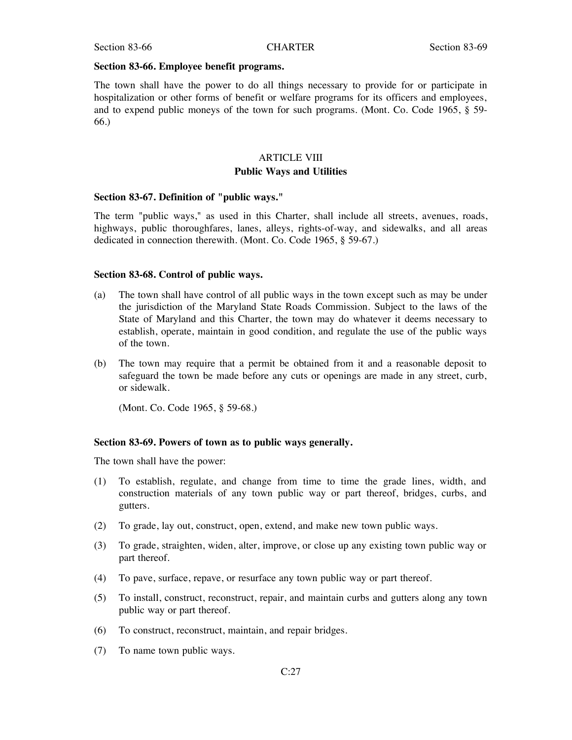**Section 83-66. Employee benefit programs.**

The town shall have the power to do all things necessary to provide for or participate in hospitalization or other forms of benefit or welfare programs for its officers and employees, and to expend public moneys of the town for such programs. (Mont. Co. Code 1965, § 59-66.)

## ARTICLE VIII
## Public Ways and Utilities

**Section 83-67. Definition of "public ways."**

The term "public ways," as used in this Charter, shall include all streets, avenues, roads, highways, public thoroughfares, lanes, alleys, rights-of-way, and sidewalks, and all areas dedicated in connection therewith. (Mont. Co. Code 1965, § 59-67.)

**Section 83-68. Control of public ways.**

(a) The town shall have control of all public ways in the town except such as may be under the jurisdiction of the Maryland State Roads Commission. Subject to the laws of the State of Maryland and this Charter, the town may do whatever it deems necessary to establish, operate, maintain in good condition, and regulate the use of the public ways of the town.

(b) The town may require that a permit be obtained from it and a reasonable deposit to safeguard the town be made before any cuts or openings are made in any street, curb, or sidewalk.

(Mont. Co. Code 1965, § 59-68.)

**Section 83-69. Powers of town as to public ways generally.**

The town shall have the power:

(1) To establish, regulate, and change from time to time the grade lines, width, and construction materials of any town public way or part thereof, bridges, curbs, and gutters.

(2) To grade, lay out, construct, open, extend, and make new town public ways.

(3) To grade, straighten, widen, alter, improve, or close up any existing town public way or part thereof.

(4) To pave, surface, repave, or resurface any town public way or part thereof.

(5) To install, construct, reconstruct, repair, and maintain curbs and gutters along any town public way or part thereof.

(6) To construct, reconstruct, maintain, and repair bridges.

(7) To name town public ways.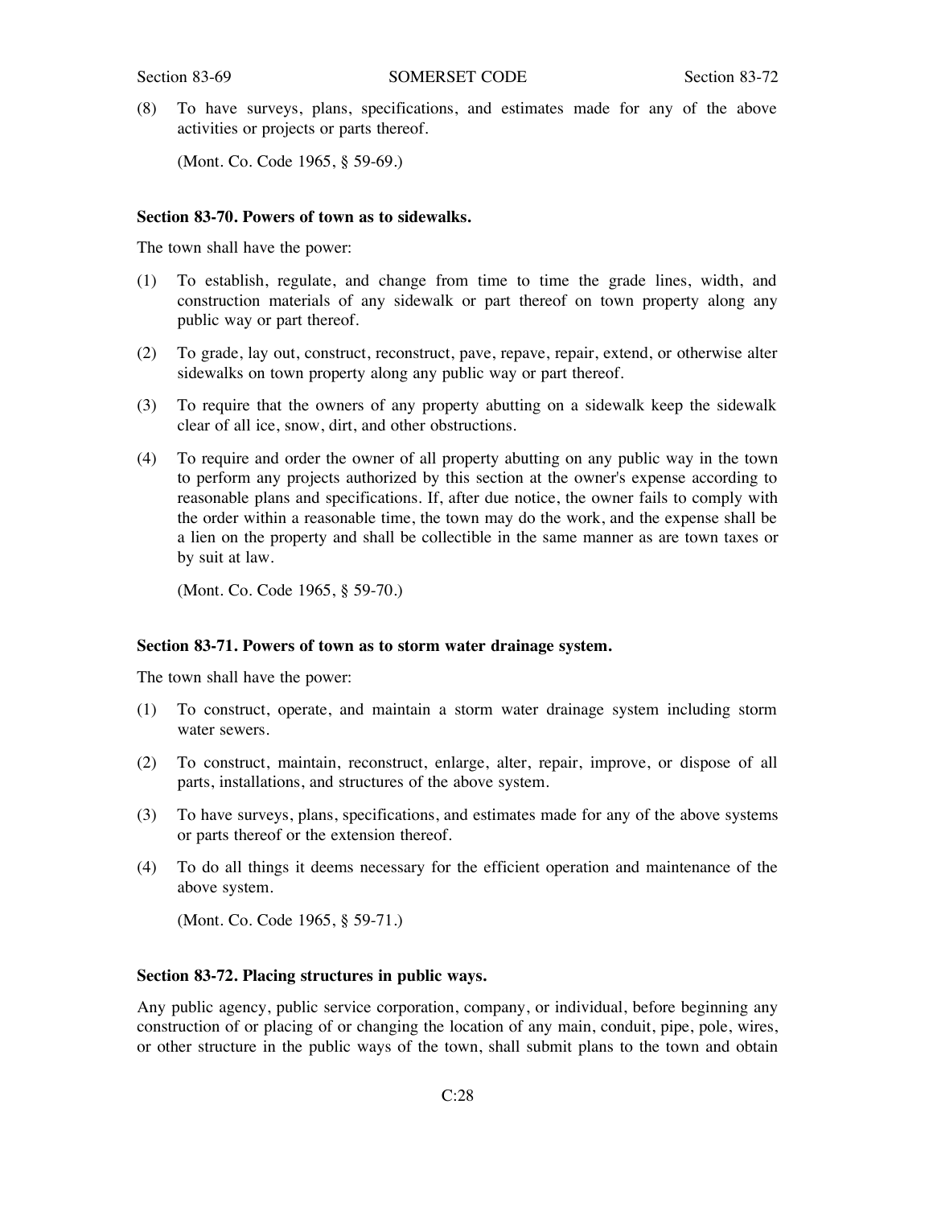(8) To have surveys, plans, specifications, and estimates made for any of the above activities or projects or parts thereof.

(Mont. Co. Code 1965, § 59-69.)

**Section 83-70. Powers of town as to sidewalks.**

The town shall have the power:

(1) To establish, regulate, and change from time to time the grade lines, width, and construction materials of any sidewalk or part thereof on town property along any public way or part thereof.

(2) To grade, lay out, construct, reconstruct, pave, repave, repair, extend, or otherwise alter sidewalks on town property along any public way or part thereof.

(3) To require that the owners of any property abutting on a sidewalk keep the sidewalk clear of all ice, snow, dirt, and other obstructions.

(4) To require and order the owner of all property abutting on any public way in the town to perform any projects authorized by this section at the owner's expense according to reasonable plans and specifications. If, after due notice, the owner fails to comply with the order within a reasonable time, the town may do the work, and the expense shall be a lien on the property and shall be collectible in the same manner as are town taxes or by suit at law.

(Mont. Co. Code 1965, § 59-70.)

**Section 83-71. Powers of town as to storm water drainage system.**

The town shall have the power:

(1) To construct, operate, and maintain a storm water drainage system including storm water sewers.

(2) To construct, maintain, reconstruct, enlarge, alter, repair, improve, or dispose of all parts, installations, and structures of the above system.

(3) To have surveys, plans, specifications, and estimates made for any of the above systems or parts thereof or the extension thereof.

(4) To do all things it deems necessary for the efficient operation and maintenance of the above system.

(Mont. Co. Code 1965, § 59-71.)

**Section 83-72. Placing structures in public ways.**

Any public agency, public service corporation, company, or individual, before beginning any construction of or placing of or changing the location of any main, conduit, pipe, pole, wires, or other structure in the public ways of the town, shall submit plans to the town and obtain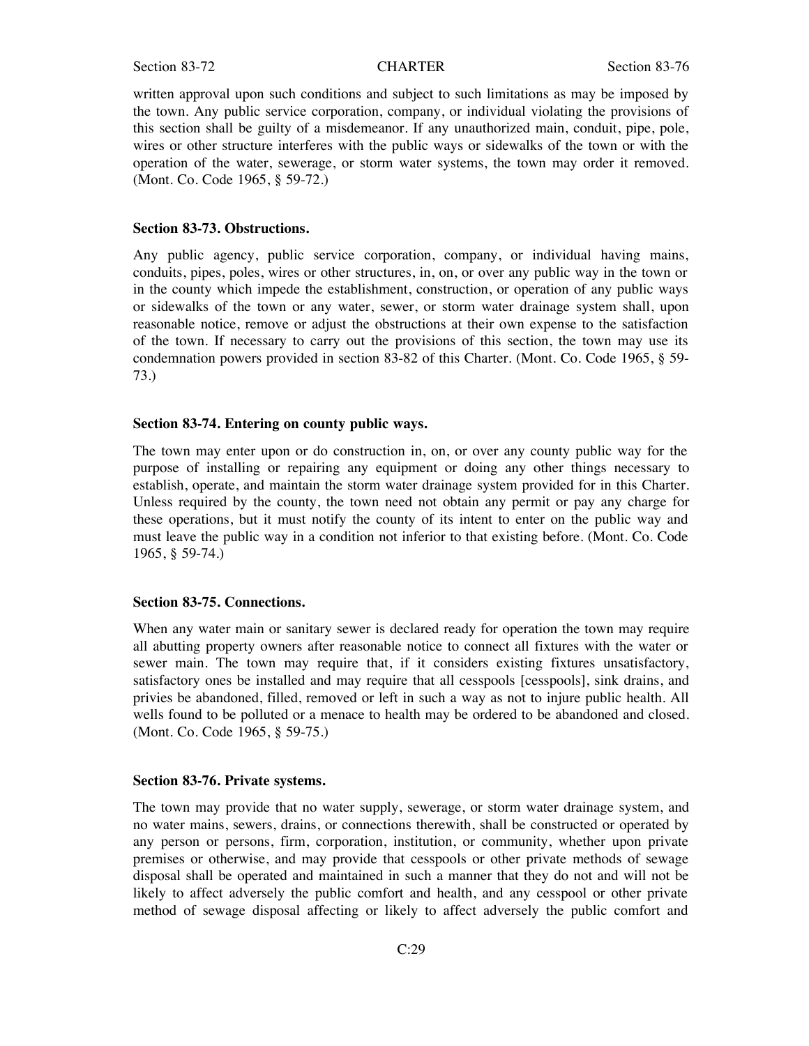written approval upon such conditions and subject to such limitations as may be imposed by the town. Any public service corporation, company, or individual violating the provisions of this section shall be guilty of a misdemeanor. If any unauthorized main, conduit, pipe, pole, wires or other structure interferes with the public ways or sidewalks of the town or with the operation of the water, sewerage, or storm water systems, the town may order it removed. (Mont. Co. Code 1965, § 59-72.)

**Section 83-73. Obstructions.**

Any public agency, public service corporation, company, or individual having mains, conduits, pipes, poles, wires or other structures, in, on, or over any public way in the town or in the county which impede the establishment, construction, or operation of any public ways or sidewalks of the town or any water, sewer, or storm water drainage system shall, upon reasonable notice, remove or adjust the obstructions at their own expense to the satisfaction of the town. If necessary to carry out the provisions of this section, the town may use its condemnation powers provided in section 83-82 of this Charter. (Mont. Co. Code 1965, § 59-73.)

**Section 83-74. Entering on county public ways.**

The town may enter upon or do construction in, on, or over any county public way for the purpose of installing or repairing any equipment or doing any other things necessary to establish, operate, and maintain the storm water drainage system provided for in this Charter. Unless required by the county, the town need not obtain any permit or pay any charge for these operations, but it must notify the county of its intent to enter on the public way and must leave the public way in a condition not inferior to that existing before. (Mont. Co. Code 1965, § 59-74.)

**Section 83-75. Connections.**

When any water main or sanitary sewer is declared ready for operation the town may require all abutting property owners after reasonable notice to connect all fixtures with the water or sewer main. The town may require that, if it considers existing fixtures unsatisfactory, satisfactory ones be installed and may require that all cesspools [cesspools], sink drains, and privies be abandoned, filled, removed or left in such a way as not to injure public health. All wells found to be polluted or a menace to health may be ordered to be abandoned and closed. (Mont. Co. Code 1965, § 59-75.)

**Section 83-76. Private systems.**

The town may provide that no water supply, sewerage, or storm water drainage system, and no water mains, sewers, drains, or connections therewith, shall be constructed or operated by any person or persons, firm, corporation, institution, or community, whether upon private premises or otherwise, and may provide that cesspools or other private methods of sewage disposal shall be operated and maintained in such a manner that they do not and will not be likely to affect adversely the public comfort and health, and any cesspool or other private method of sewage disposal affecting or likely to affect adversely the public comfort and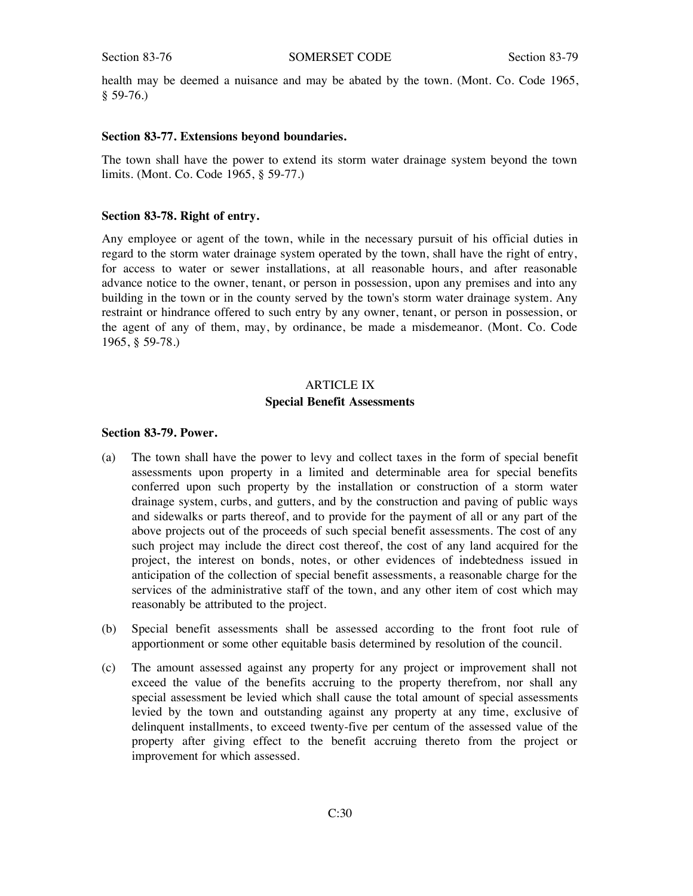health may be deemed a nuisance and may be abated by the town. (Mont. Co. Code 1965, § 59-76.)

**Section 83-77. Extensions beyond boundaries.**

The town shall have the power to extend its storm water drainage system beyond the town limits. (Mont. Co. Code 1965, § 59-77.)

**Section 83-78. Right of entry.**

Any employee or agent of the town, while in the necessary pursuit of his official duties in regard to the storm water drainage system operated by the town, shall have the right of entry, for access to water or sewer installations, at all reasonable hours, and after reasonable advance notice to the owner, tenant, or person in possession, upon any premises and into any building in the town or in the county served by the town's storm water drainage system. Any restraint or hindrance offered to such entry by any owner, tenant, or person in possession, or the agent of any of them, may, by ordinance, be made a misdemeanor. (Mont. Co. Code 1965, § 59-78.)

## ARTICLE IX
## Special Benefit Assessments

**Section 83-79. Power.**

(a) The town shall have the power to levy and collect taxes in the form of special benefit assessments upon property in a limited and determinable area for special benefits conferred upon such property by the installation or construction of a storm water drainage system, curbs, and gutters, and by the construction and paving of public ways and sidewalks or parts thereof, and to provide for the payment of all or any part of the above projects out of the proceeds of such special benefit assessments. The cost of any such project may include the direct cost thereof, the cost of any land acquired for the project, the interest on bonds, notes, or other evidences of indebtedness issued in anticipation of the collection of special benefit assessments, a reasonable charge for the services of the administrative staff of the town, and any other item of cost which may reasonably be attributed to the project.

(b) Special benefit assessments shall be assessed according to the front foot rule of apportionment or some other equitable basis determined by resolution of the council.

(c) The amount assessed against any property for any project or improvement shall not exceed the value of the benefits accruing to the property therefrom, nor shall any special assessment be levied which shall cause the total amount of special assessments levied by the town and outstanding against any property at any time, exclusive of delinquent installments, to exceed twenty-five per centum of the assessed value of the property after giving effect to the benefit accruing thereto from the project or improvement for which assessed.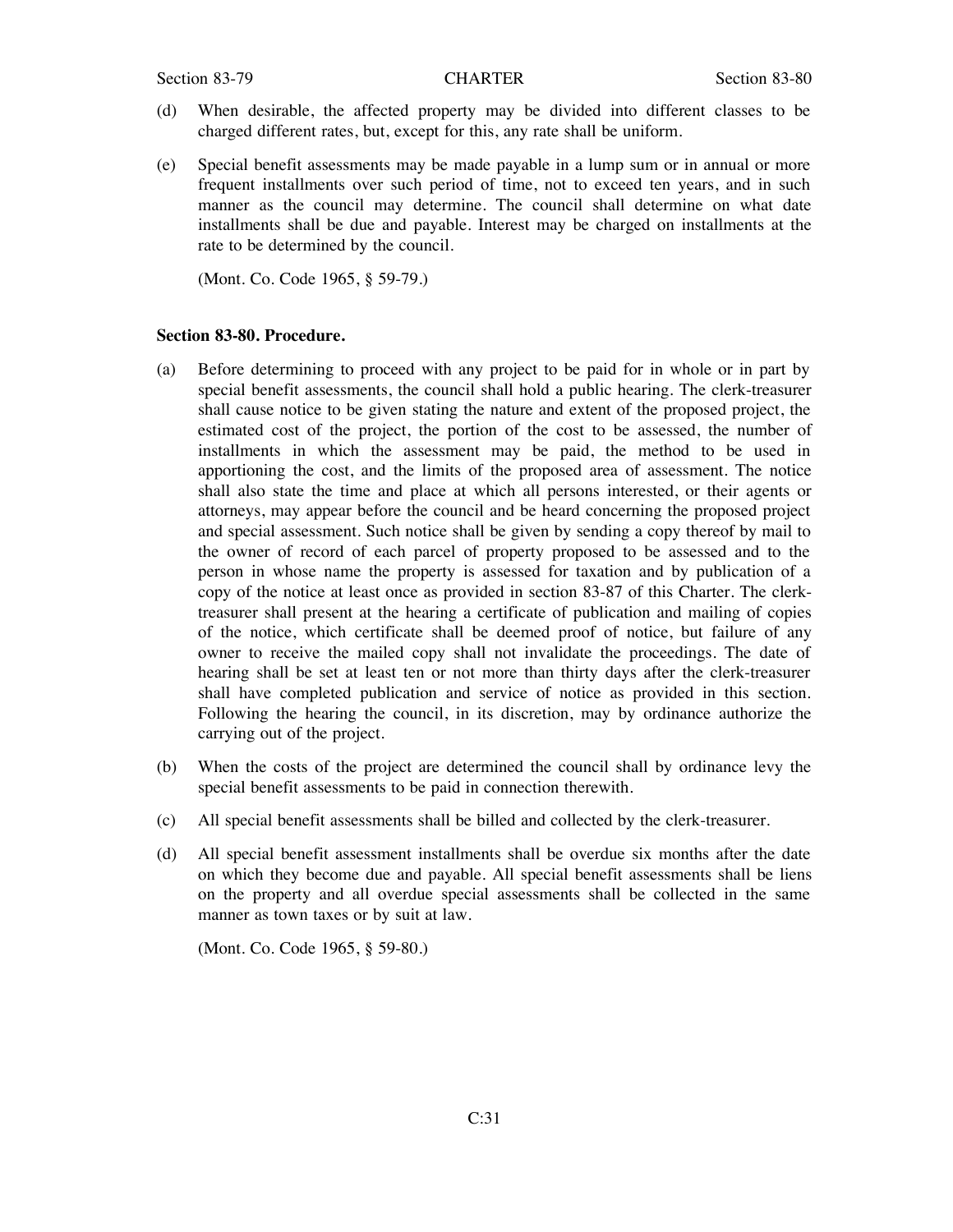(d) When desirable, the affected property may be divided into different classes to be charged different rates, but, except for this, any rate shall be uniform.

(e) Special benefit assessments may be made payable in a lump sum or in annual or more frequent installments over such period of time, not to exceed ten years, and in such manner as the council may determine. The council shall determine on what date installments shall be due and payable. Interest may be charged on installments at the rate to be determined by the council.

(Mont. Co. Code 1965, § 59-79.)

**Section 83-80. Procedure.**

(a) Before determining to proceed with any project to be paid for in whole or in part by special benefit assessments, the council shall hold a public hearing. The clerk-treasurer shall cause notice to be given stating the nature and extent of the proposed project, the estimated cost of the project, the portion of the cost to be assessed, the number of installments in which the assessment may be paid, the method to be used in apportioning the cost, and the limits of the proposed area of assessment. The notice shall also state the time and place at which all persons interested, or their agents or attorneys, may appear before the council and be heard concerning the proposed project and special assessment. Such notice shall be given by sending a copy thereof by mail to the owner of record of each parcel of property proposed to be assessed and to the person in whose name the property is assessed for taxation and by publication of a copy of the notice at least once as provided in section 83-87 of this Charter. The clerk-treasurer shall present at the hearing a certificate of publication and mailing of copies of the notice, which certificate shall be deemed proof of notice, but failure of any owner to receive the mailed copy shall not invalidate the proceedings. The date of hearing shall be set at least ten or not more than thirty days after the clerk-treasurer shall have completed publication and service of notice as provided in this section. Following the hearing the council, in its discretion, may by ordinance authorize the carrying out of the project.

(b) When the costs of the project are determined the council shall by ordinance levy the special benefit assessments to be paid in connection therewith.

(c) All special benefit assessments shall be billed and collected by the clerk-treasurer.

(d) All special benefit assessment installments shall be overdue six months after the date on which they become due and payable. All special benefit assessments shall be liens on the property and all overdue special assessments shall be collected in the same manner as town taxes or by suit at law.

(Mont. Co. Code 1965, § 59-80.)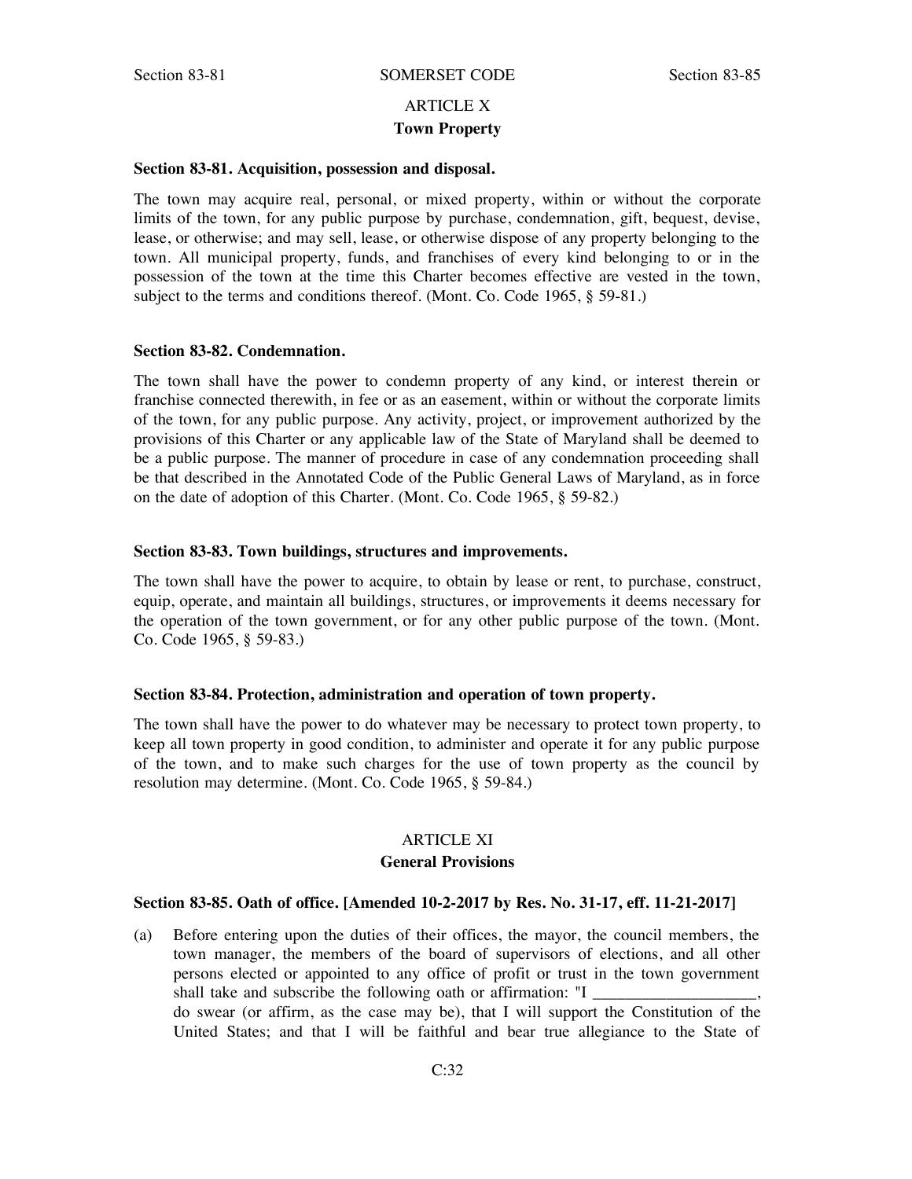## ARTICLE X
## Town Property

### Section 83-81. Acquisition, possession and disposal.

The town may acquire real, personal, or mixed property, within or without the corporate limits of the town, for any public purpose by purchase, condemnation, gift, bequest, devise, lease, or otherwise; and may sell, lease, or otherwise dispose of any property belonging to the town. All municipal property, funds, and franchises of every kind belonging to or in the possession of the town at the time this Charter becomes effective are vested in the town, subject to the terms and conditions thereof. (Mont. Co. Code 1965, § 59-81.)

### Section 83-82. Condemnation.

The town shall have the power to condemn property of any kind, or interest therein or franchise connected therewith, in fee or as an easement, within or without the corporate limits of the town, for any public purpose. Any activity, project, or improvement authorized by the provisions of this Charter or any applicable law of the State of Maryland shall be deemed to be a public purpose. The manner of procedure in case of any condemnation proceeding shall be that described in the Annotated Code of the Public General Laws of Maryland, as in force on the date of adoption of this Charter. (Mont. Co. Code 1965, § 59-82.)

### Section 83-83. Town buildings, structures and improvements.

The town shall have the power to acquire, to obtain by lease or rent, to purchase, construct, equip, operate, and maintain all buildings, structures, or improvements it deems necessary for the operation of the town government, or for any other public purpose of the town. (Mont. Co. Code 1965, § 59-83.)

### Section 83-84. Protection, administration and operation of town property.

The town shall have the power to do whatever may be necessary to protect town property, to keep all town property in good condition, to administer and operate it for any public purpose of the town, and to make such charges for the use of town property as the council by resolution may determine. (Mont. Co. Code 1965, § 59-84.)

## ARTICLE XI
## General Provisions

### Section 83-85. Oath of office. [Amended 10-2-2017 by Res. No. 31-17, eff. 11-21-2017]

(a) Before entering upon the duties of their offices, the mayor, the council members, the town manager, the members of the board of supervisors of elections, and all other persons elected or appointed to any office of profit or trust in the town government shall take and subscribe the following oath or affirmation: "I ____________________, do swear (or affirm, as the case may be), that I will support the Constitution of the United States; and that I will be faithful and bear true allegiance to the State of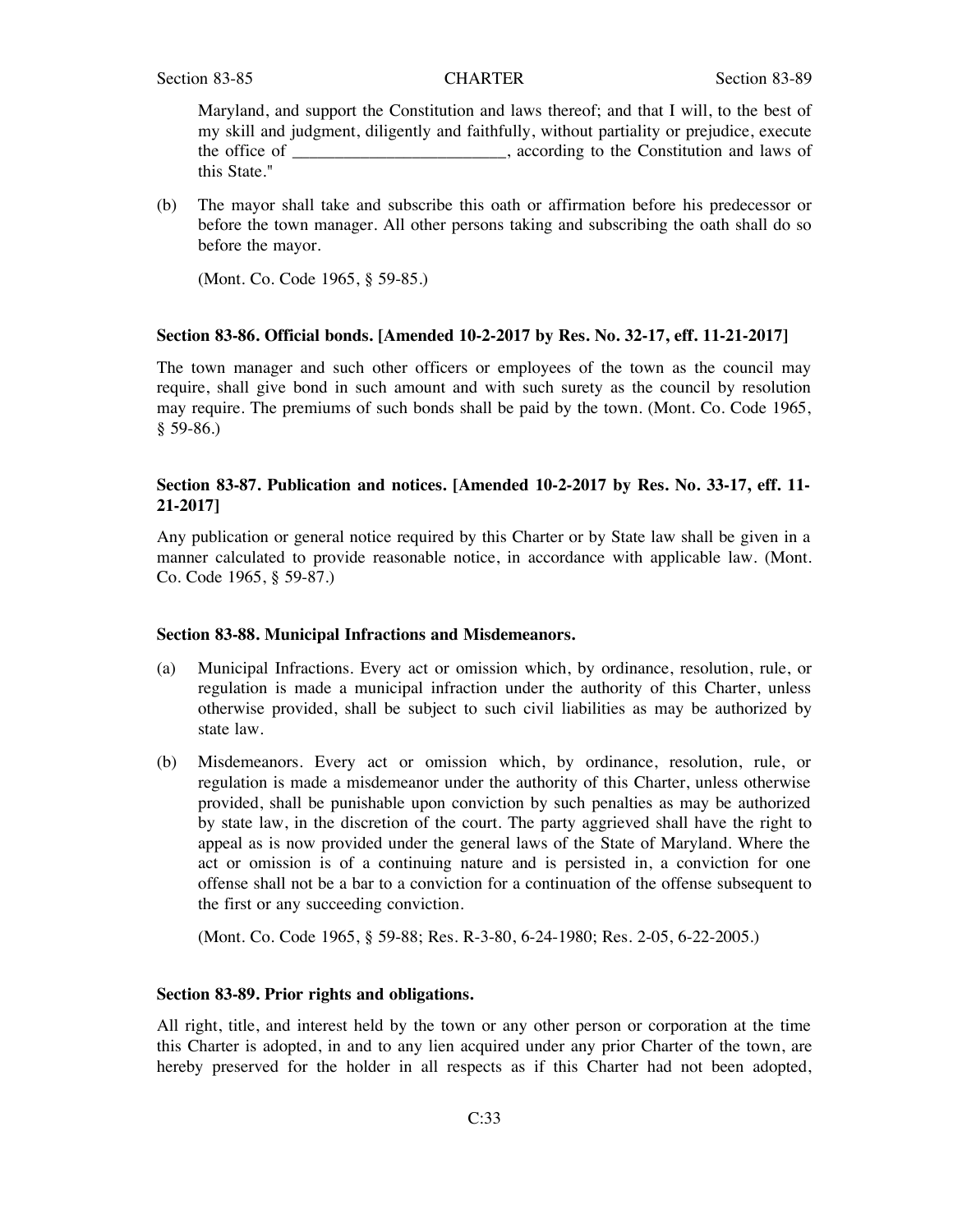Maryland, and support the Constitution and laws thereof; and that I will, to the best of my skill and judgment, diligently and faithfully, without partiality or prejudice, execute the office of _________________________, according to the Constitution and laws of this State."

(b) The mayor shall take and subscribe this oath or affirmation before his predecessor or before the town manager. All other persons taking and subscribing the oath shall do so before the mayor.

(Mont. Co. Code 1965, § 59-85.)

**Section 83-86. Official bonds. [Amended 10-2-2017 by Res. No. 32-17, eff. 11-21-2017]**

The town manager and such other officers or employees of the town as the council may require, shall give bond in such amount and with such surety as the council by resolution may require. The premiums of such bonds shall be paid by the town. (Mont. Co. Code 1965, § 59-86.)

**Section 83-87. Publication and notices. [Amended 10-2-2017 by Res. No. 33-17, eff. 11-21-2017]**

Any publication or general notice required by this Charter or by State law shall be given in a manner calculated to provide reasonable notice, in accordance with applicable law. (Mont. Co. Code 1965, § 59-87.)

**Section 83-88. Municipal Infractions and Misdemeanors.**

(a) Municipal Infractions. Every act or omission which, by ordinance, resolution, rule, or regulation is made a municipal infraction under the authority of this Charter, unless otherwise provided, shall be subject to such civil liabilities as may be authorized by state law.

(b) Misdemeanors. Every act or omission which, by ordinance, resolution, rule, or regulation is made a misdemeanor under the authority of this Charter, unless otherwise provided, shall be punishable upon conviction by such penalties as may be authorized by state law, in the discretion of the court. The party aggrieved shall have the right to appeal as is now provided under the general laws of the State of Maryland. Where the act or omission is of a continuing nature and is persisted in, a conviction for one offense shall not be a bar to a conviction for a continuation of the offense subsequent to the first or any succeeding conviction.

(Mont. Co. Code 1965, § 59-88; Res. R-3-80, 6-24-1980; Res. 2-05, 6-22-2005.)

**Section 83-89. Prior rights and obligations.**

All right, title, and interest held by the town or any other person or corporation at the time this Charter is adopted, in and to any lien acquired under any prior Charter of the town, are hereby preserved for the holder in all respects as if this Charter had not been adopted,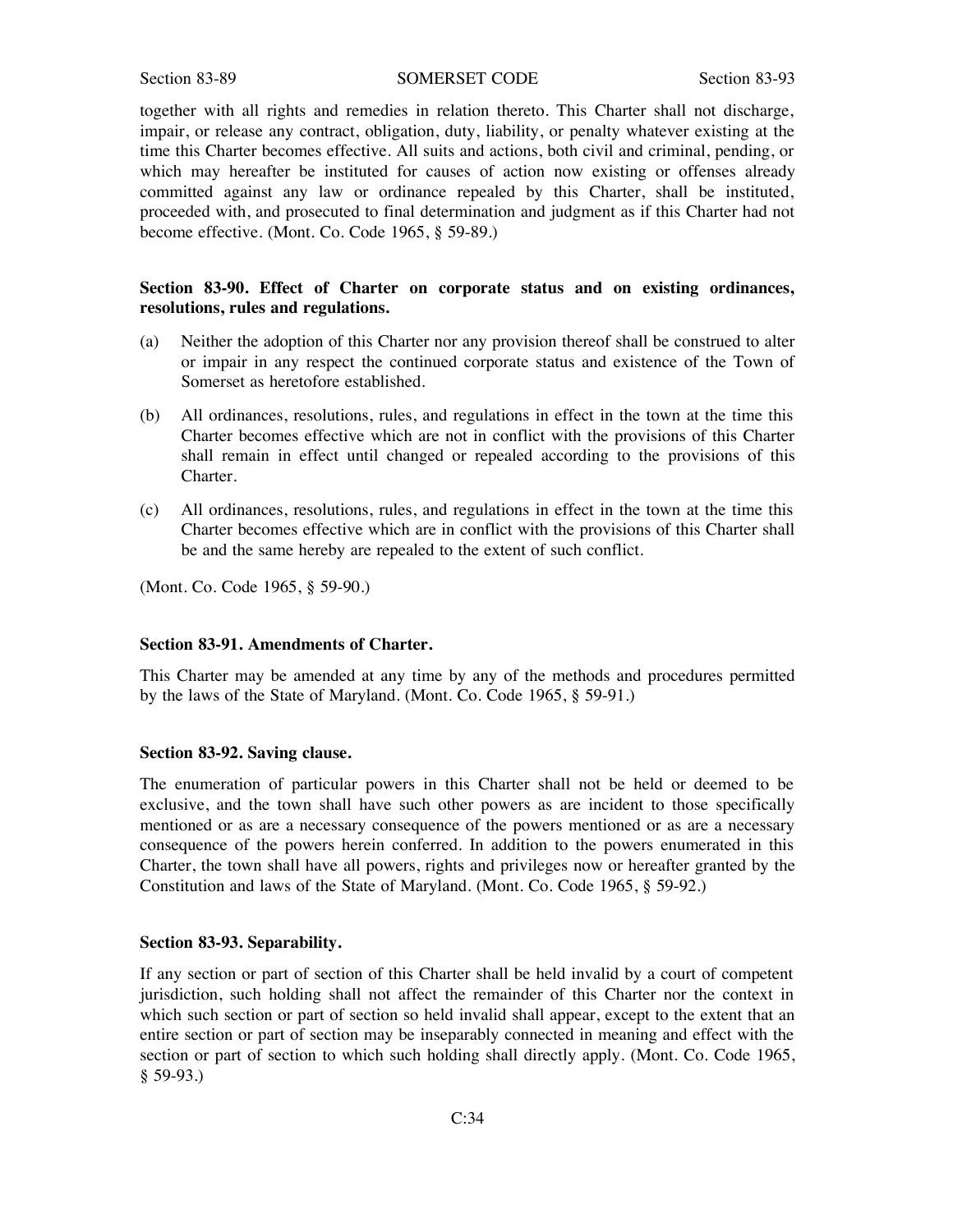together with all rights and remedies in relation thereto. This Charter shall not discharge, impair, or release any contract, obligation, duty, liability, or penalty whatever existing at the time this Charter becomes effective. All suits and actions, both civil and criminal, pending, or which may hereafter be instituted for causes of action now existing or offenses already committed against any law or ordinance repealed by this Charter, shall be instituted, proceeded with, and prosecuted to final determination and judgment as if this Charter had not become effective. (Mont. Co. Code 1965, § 59-89.)

### Section 83-90. Effect of Charter on corporate status and on existing ordinances, resolutions, rules and regulations.

(a) Neither the adoption of this Charter nor any provision thereof shall be construed to alter or impair in any respect the continued corporate status and existence of the Town of Somerset as heretofore established.

(b) All ordinances, resolutions, rules, and regulations in effect in the town at the time this Charter becomes effective which are not in conflict with the provisions of this Charter shall remain in effect until changed or repealed according to the provisions of this Charter.

(c) All ordinances, resolutions, rules, and regulations in effect in the town at the time this Charter becomes effective which are in conflict with the provisions of this Charter shall be and the same hereby are repealed to the extent of such conflict.

(Mont. Co. Code 1965, § 59-90.)

### Section 83-91. Amendments of Charter.

This Charter may be amended at any time by any of the methods and procedures permitted by the laws of the State of Maryland. (Mont. Co. Code 1965, § 59-91.)

### Section 83-92. Saving clause.

The enumeration of particular powers in this Charter shall not be held or deemed to be exclusive, and the town shall have such other powers as are incident to those specifically mentioned or as are a necessary consequence of the powers mentioned or as are a necessary consequence of the powers herein conferred. In addition to the powers enumerated in this Charter, the town shall have all powers, rights and privileges now or hereafter granted by the Constitution and laws of the State of Maryland. (Mont. Co. Code 1965, § 59-92.)

### Section 83-93. Separability.

If any section or part of section of this Charter shall be held invalid by a court of competent jurisdiction, such holding shall not affect the remainder of this Charter nor the context in which such section or part of section so held invalid shall appear, except to the extent that an entire section or part of section may be inseparably connected in meaning and effect with the section or part of section to which such holding shall directly apply. (Mont. Co. Code 1965, § 59-93.)